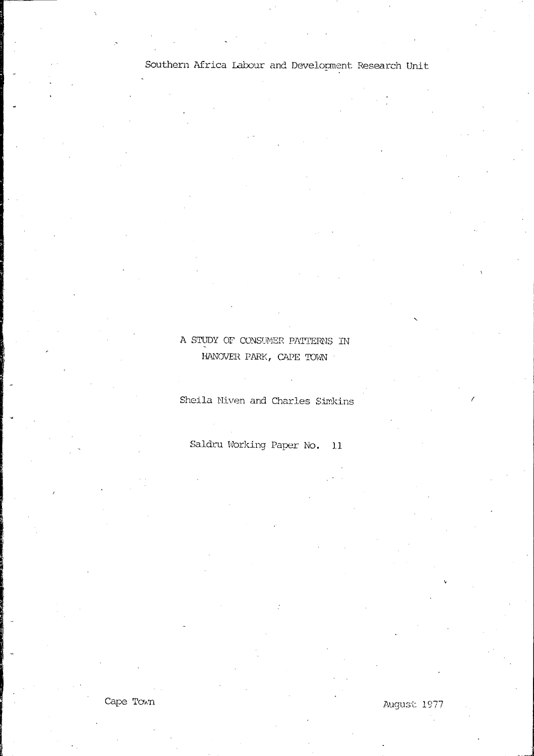Southern Africa Labour and Development Research Unit

# A STUDY OF CONSUMER PATTERNS IN HANOVER PARK, CAPE TOWN

Sheila Niven and Charles Simkins

Saldru Working Paper No. 11

Cape Town

August 1977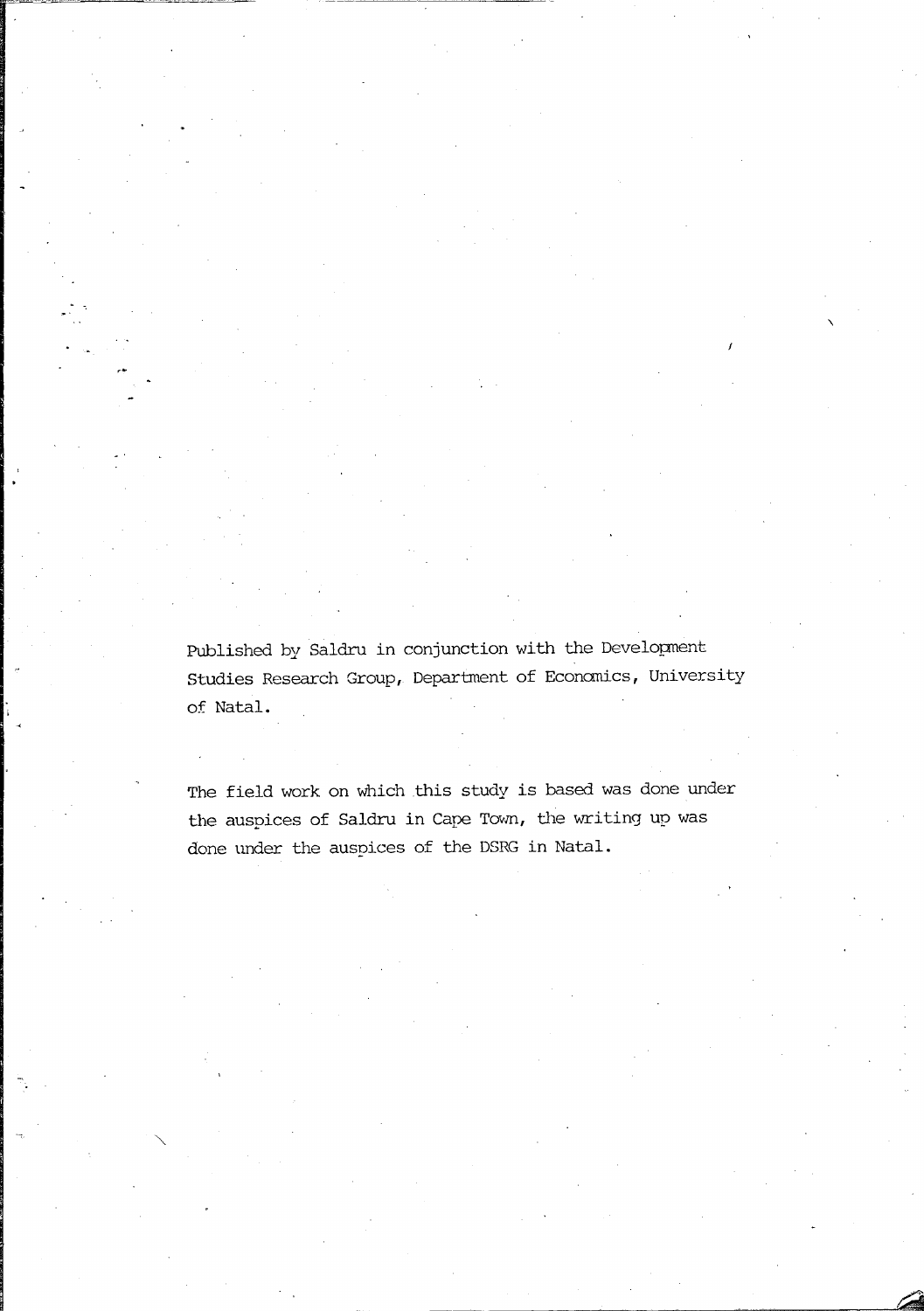Published by Saldru in conjunction with the Development Studies Research Group, Department of Economics, University of Natal.

The field work on which this study is based was done under the auspices of Saldru in Cape Town, the writing up was done under the auspices of the DSRG in Natal.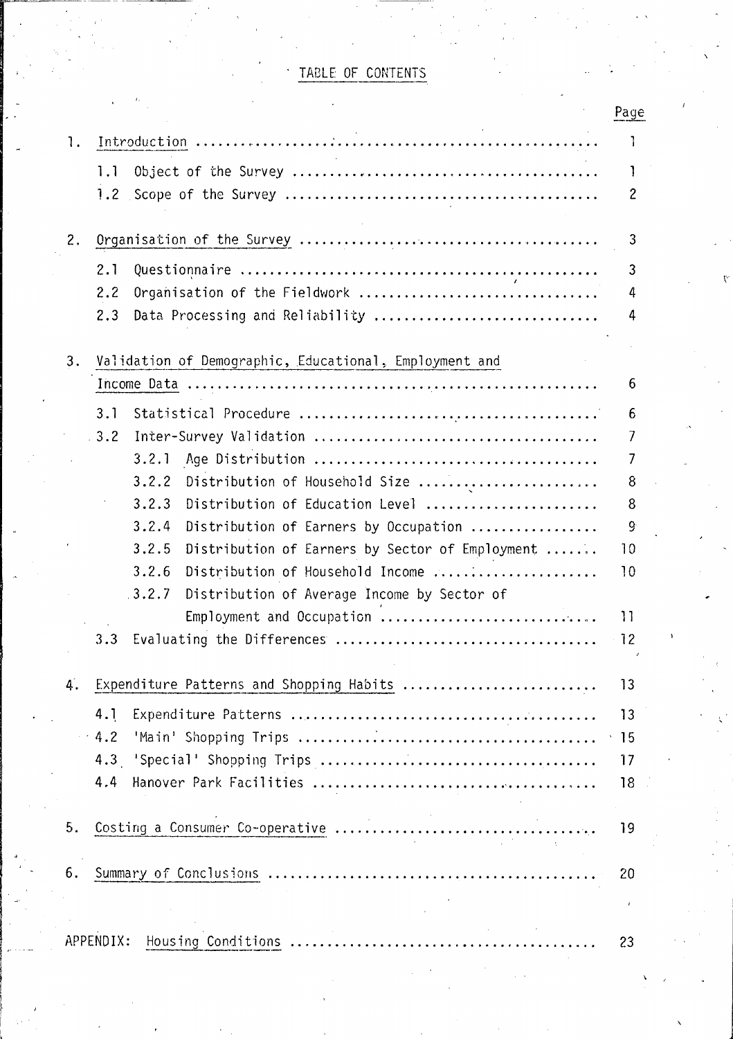# TABLE OF CONTENTS

| | Page |
|---|---|
| 1. Introduction | 1 |
| 1.1 Object of the Survey | 1 |
| 1.2 Scope of the Survey | 2 |
| 2. Organisation of the Survey | 3 |
| 2.1 Questionnaire | 3 |
| 2.2 Organisation of the Fieldwork | 4 |
| 2.3 Data Processing and Reliability | 4 |
| 3. Validation of Demographic, Educational, Employment and Income Data | 6 |
| 3.1 Statistical Procedure | 6 |
| 3.2 Inter-Survey Validation | 7 |
| 3.2.1 Age Distribution | 7 |
| 3.2.2 Distribution of Household Size | 8 |
| 3.2.3 Distribution of Education Level | 8 |
| 3.2.4 Distribution of Earners by Occupation | 9 |
| 3.2.5 Distribution of Earners by Sector of Employment | 10 |
| 3.2.6 Distribution of Household Income | 10 |
| 3.2.7 Distribution of Average Income by Sector of Employment and Occupation | 11 |
| 3.3 Evaluating the Differences | 12 |
| 4. Expenditure Patterns and Shopping Habits | 13 |
| 4.1 Expenditure Patterns | 13 |
| 4.2 'Main' Shopping Trips | 15 |
| 4.3 'Special' Shopping Trips | 17 |
| 4.4 Hanover Park Facilities | 18 |
| 5. Costing a Consumer Co-operative | 19 |
| 6. Summary of Conclusions | 20 |
| APPENDIX: Housing Conditions | 23 |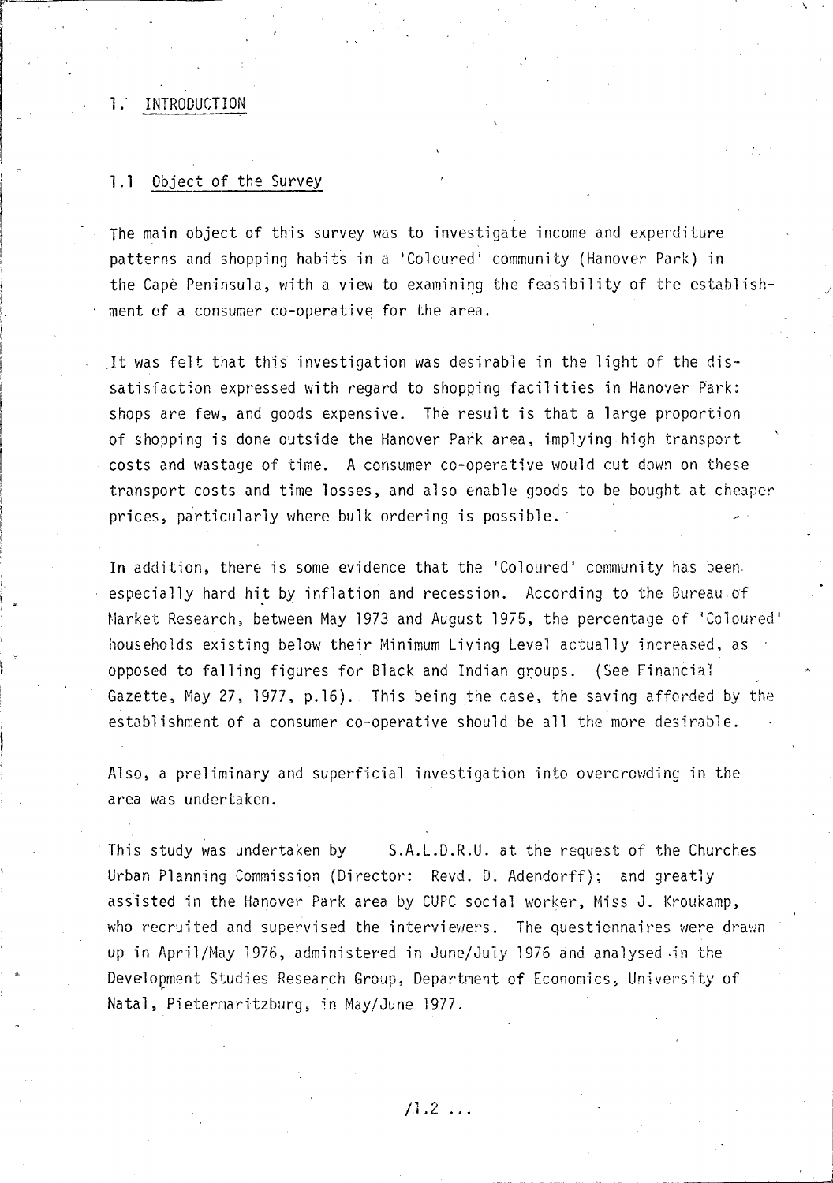# 1. INTRODUCTION

## 1.1 Object of the Survey

The main object of this survey was to investigate income and expenditure patterns and shopping habits in a 'Coloured' community (Hanover Park) in the Cape Peninsula, with a view to examining the feasibility of the establishment of a consumer co-operative for the area.

It was felt that this investigation was desirable in the light of the dissatisfaction expressed with regard to shopping facilities in Hanover Park: shops are few, and goods expensive. The result is that a large proportion of shopping is done outside the Hanover Park area, implying high transport costs and wastage of time. A consumer co-operative would cut down on these transport costs and time losses, and also enable goods to be bought at cheaper prices, particularly where bulk ordering is possible.

In addition, there is some evidence that the 'Coloured' community has been especially hard hit by inflation and recession. According to the Bureau of Market Research, between May 1973 and August 1975, the percentage of 'Coloured' households existing below their Minimum Living Level actually increased, as opposed to falling figures for Black and Indian groups. (See Financial Gazette, May 27, 1977, p.16). This being the case, the saving afforded by the establishment of a consumer co-operative should be all the more desirable.

Also, a preliminary and superficial investigation into overcrowding in the area was undertaken.

This study was undertaken by S.A.L.D.R.U. at the request of the Churches Urban Planning Commission (Director: Revd. D. Adendorff); and greatly assisted in the Hanover Park area by CUPC social worker, Miss J. Kroukamp, who recruited and supervised the interviewers. The questionnaires were drawn up in April/May 1976, administered in June/July 1976 and analysed in the Development Studies Research Group, Department of Economics, University of Natal, Pietermaritzburg, in May/June 1977.

/1.2 ...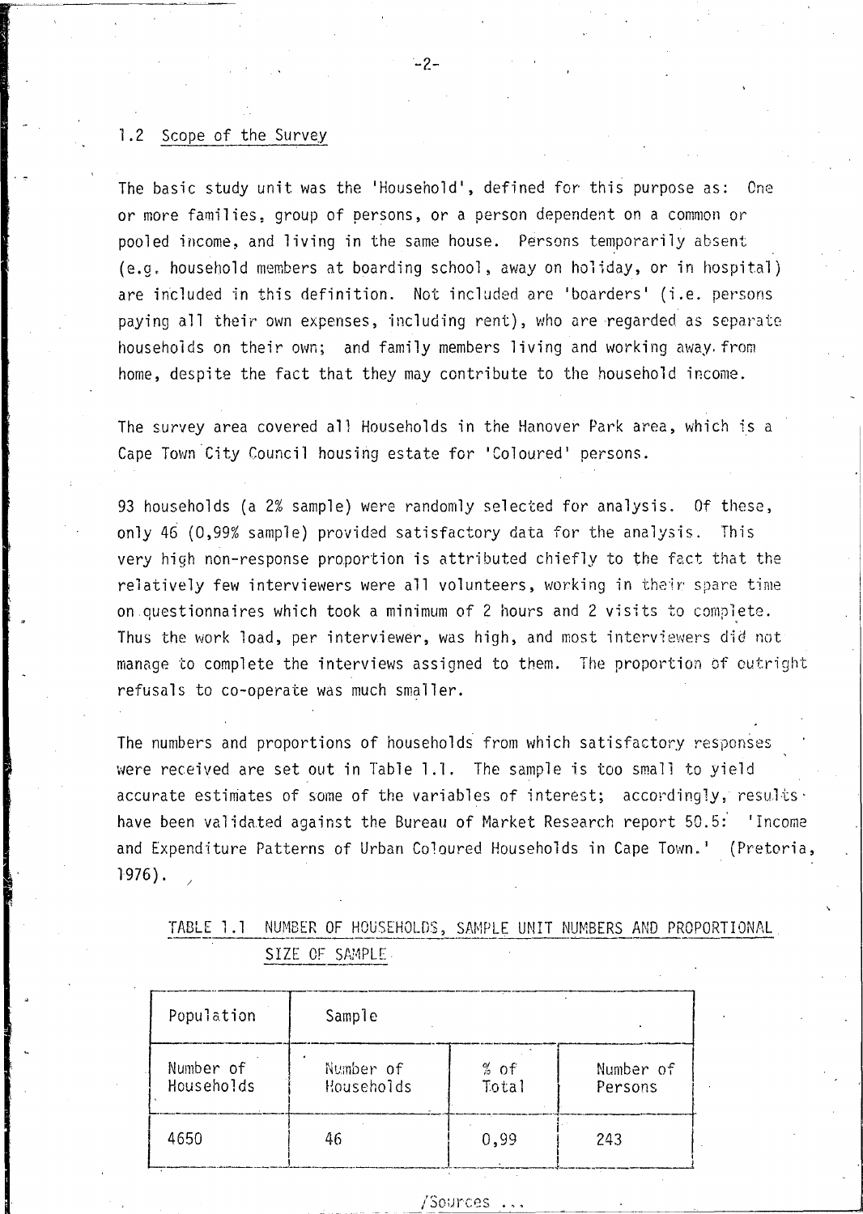## 1.2 Scope of the Survey

The basic study unit was the 'Household', defined for this purpose as: One or more families, group of persons, or a person dependent on a common or pooled income, and living in the same house. Persons temporarily absent (e.g. household members at boarding school, away on holiday, or in hospital) are included in this definition. Not included are 'boarders' (i.e. persons paying all their own expenses, including rent), who are regarded as separate households on their own; and family members living and working away from home, despite the fact that they may contribute to the household income.

The survey area covered all Households in the Hanover Park area, which is a Cape Town City Council housing estate for 'Coloured' persons.

93 households (a 2% sample) were randomly selected for analysis. Of these, only 46 (0,99% sample) provided satisfactory data for the analysis. This very high non-response proportion is attributed chiefly to the fact that the relatively few interviewers were all volunteers, working in their spare time on questionnaires which took a minimum of 2 hours and 2 visits to complete. Thus the work load, per interviewer, was high, and most interviewers did not manage to complete the interviews assigned to them. The proportion of outright refusals to co-operate was much smaller.

The numbers and proportions of households from which satisfactory responses were received are set out in Table 1.1. The sample is too small to yield accurate estimates of some of the variables of interest; accordingly, results have been validated against the Bureau of Market Research report 50.5: 'Income and Expenditure Patterns of Urban Coloured Households in Cape Town.' (Pretoria, 1976).

TABLE 1.1 NUMBER OF HOUSEHOLDS, SAMPLE UNIT NUMBERS AND PROPORTIONAL SIZE OF SAMPLE

| Population | Sample | | |
|---|---|---|---|
| Number of Households | Number of Households | % of Total | Number of Persons |
| 4650 | 46 | 0,99 | 243 |

/Sources ...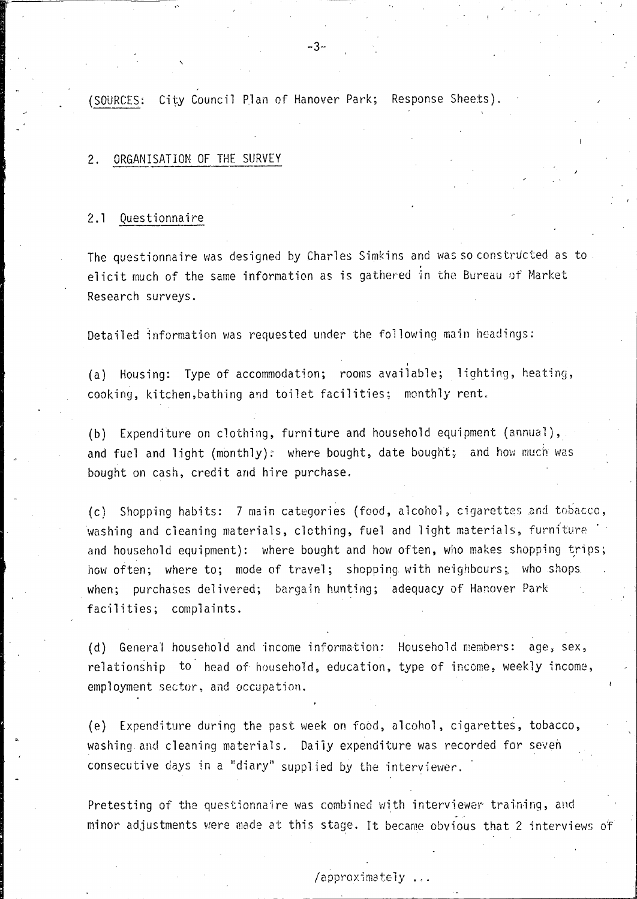(SOURCES: City Council Plan of Hanover Park; Response Sheets).

## 2. ORGANISATION OF THE SURVEY

### 2.1 Questionnaire

The questionnaire was designed by Charles Simkins and was so constructed as to elicit much of the same information as is gathered in the Bureau of Market Research surveys.

Detailed information was requested under the following main headings:

(a) Housing: Type of accommodation; rooms available; lighting, heating, cooking, kitchen,bathing and toilet facilities; monthly rent.

(b) Expenditure on clothing, furniture and household equipment (annual), and fuel and light (monthly): where bought, date bought; and how much was bought on cash, credit and hire purchase.

(c) Shopping habits: 7 main categories (food, alcohol, cigarettes and tobacco, washing and cleaning materials, clothing, fuel and light materials, furniture and household equipment): where bought and how often, who makes shopping trips; how often; where to; mode of travel; shopping with neighbours; who shops when; purchases delivered; bargain hunting; adequacy of Hanover Park facilities; complaints.

(d) General household and income information: Household members: age, sex, relationship to head of household, education, type of income, weekly income, employment sector, and occupation.

(e) Expenditure during the past week on food, alcohol, cigarettes, tobacco, washing and cleaning materials. Daily expenditure was recorded for seven consecutive days in a "diary" supplied by the interviewer.

Pretesting of the questionnaire was combined with interviewer training, and minor adjustments were made at this stage. It became obvious that 2 interviews of

/approximately ...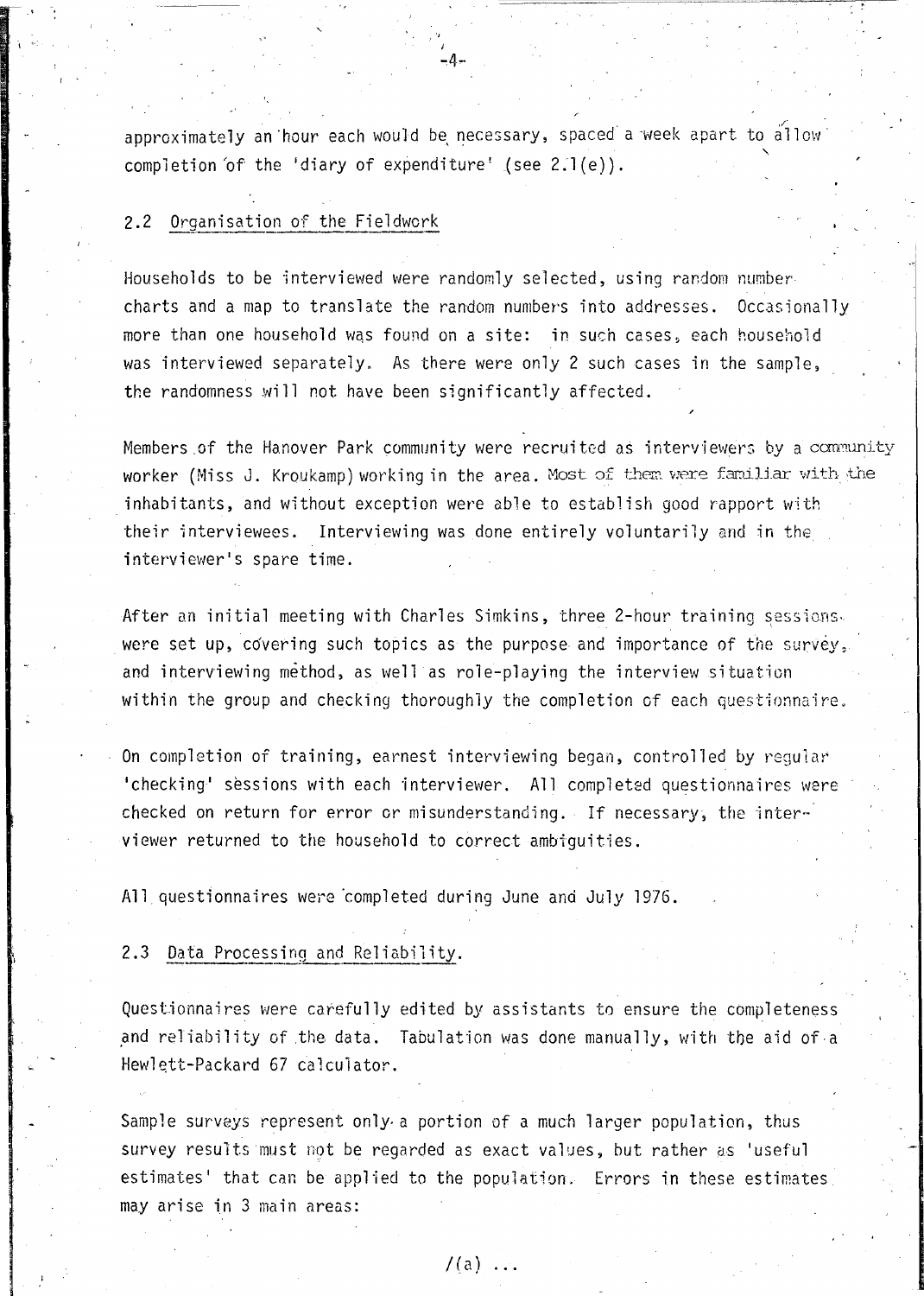approximately an hour each would be necessary, spaced a week apart to allow completion of the 'diary of expenditure' (see 2.1(e)).

## 2.2 Organisation of the Fieldwork

Households to be interviewed were randomly selected, using random number charts and a map to translate the random numbers into addresses. Occasionally more than one household was found on a site: in such cases, each household was interviewed separately. As there were only 2 such cases in the sample, the randomness will not have been significantly affected.

Members of the Hanover Park community were recruited as interviewers by a community worker (Miss J. Kroukamp) working in the area. Most of them were familiar with the inhabitants, and without exception were able to establish good rapport with their interviewees. Interviewing was done entirely voluntarily and in the interviewer's spare time.

After an initial meeting with Charles Simkins, three 2-hour training sessions were set up, covering such topics as the purpose and importance of the survey, and interviewing method, as well as role-playing the interview situation within the group and checking thoroughly the completion of each questionnaire.

On completion of training, earnest interviewing began, controlled by regular 'checking' sessions with each interviewer. All completed questionnaires were checked on return for error or misunderstanding. If necessary, the interviewer returned to the household to correct ambiguities.

All questionnaires were completed during June and July 1976.

## 2.3 Data Processing and Reliability.

Questionnaires were carefully edited by assistants to ensure the completeness and reliability of the data. Tabulation was done manually, with the aid of a Hewlett-Packard 67 calculator.

Sample surveys represent only a portion of a much larger population, thus survey results must not be regarded as exact values, but rather as 'useful estimates' that can be applied to the population. Errors in these estimates may arise in 3 main areas:

/(a) ...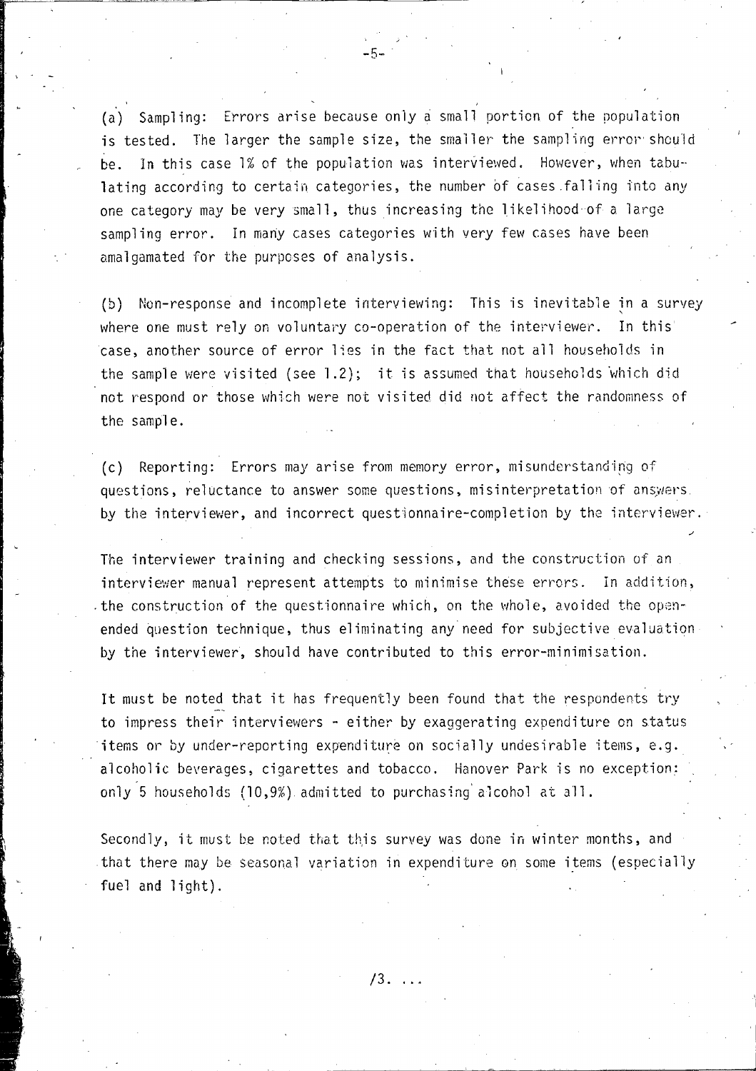(a) Sampling: Errors arise because only a small portion of the population is tested. The larger the sample size, the smaller the sampling error should be. In this case 1% of the population was interviewed. However, when tabulating according to certain categories, the number of cases falling into any one category may be very small, thus increasing the likelihood of a large sampling error. In many cases categories with very few cases have been amalgamated for the purposes of analysis.

(b) Non-response and incomplete interviewing: This is inevitable in a survey where one must rely on voluntary co-operation of the interviewer. In this case, another source of error lies in the fact that not all households in the sample were visited (see 1.2); it is assumed that households which did not respond or those which were not visited did not affect the randomness of the sample.

(c) Reporting: Errors may arise from memory error, misunderstanding of questions, reluctance to answer some questions, misinterpretation of answers by the interviewer, and incorrect questionnaire-completion by the interviewer.

The interviewer training and checking sessions, and the construction of an interviewer manual represent attempts to minimise these errors. In addition, the construction of the questionnaire which, on the whole, avoided the open-ended question technique, thus eliminating any need for subjective evaluation by the interviewer, should have contributed to this error-minimisation.

It must be noted that it has frequently been found that the respondents try to impress their interviewers - either by exaggerating expenditure on status items or by under-reporting expenditure on socially undesirable items, e.g. alcoholic beverages, cigarettes and tobacco. Hanover Park is no exception: only 5 households (10,9%) admitted to purchasing alcohol at all.

Secondly, it must be noted that this survey was done in winter months, and that there may be seasonal variation in expenditure on some items (especially fuel and light).

/3. ...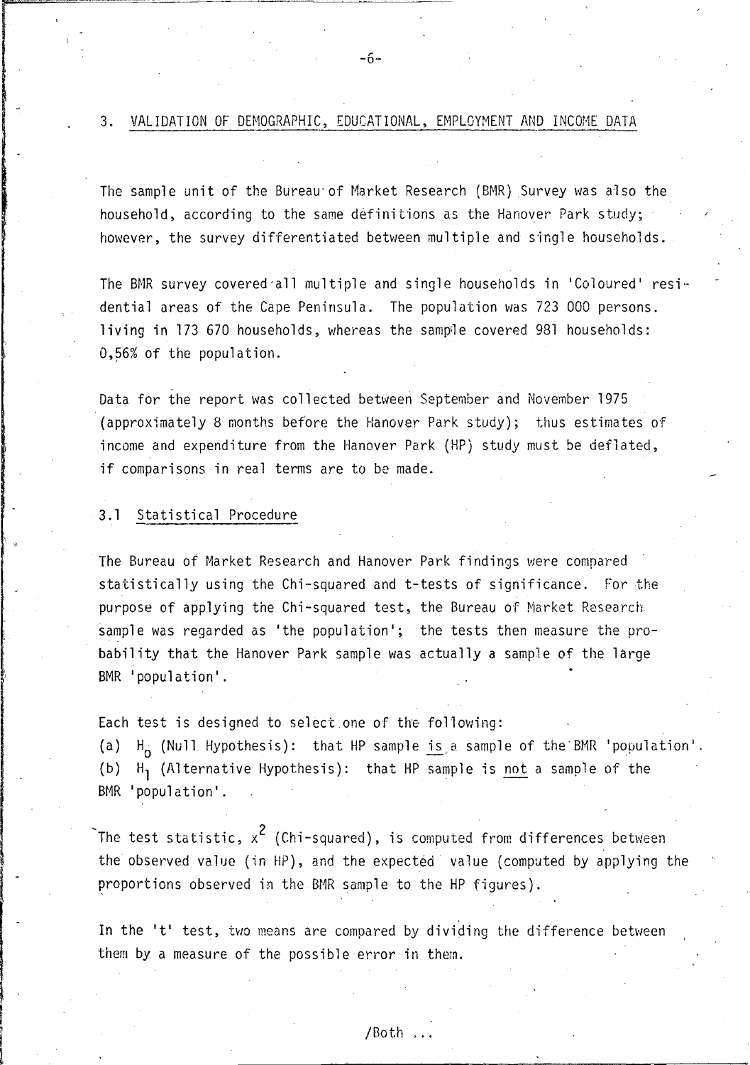## 3. VALIDATION OF DEMOGRAPHIC, EDUCATIONAL, EMPLOYMENT AND INCOME DATA

The sample unit of the Bureau of Market Research (BMR) Survey was also the household, according to the same definitions as the Hanover Park study; however, the survey differentiated between multiple and single households.

The BMR survey covered all multiple and single households in 'Coloured' residential areas of the Cape Peninsula. The population was 723 000 persons. living in 173 670 households, whereas the sample covered 981 households: 0,56% of the population.

Data for the report was collected between September and November 1975 (approximately 8 months before the Hanover Park study); thus estimates of income and expenditure from the Hanover Park (HP) study must be deflated, if comparisons in real terms are to be made.

### 3.1 Statistical Procedure

The Bureau of Market Research and Hanover Park findings were compared statistically using the Chi-squared and t-tests of significance. For the purpose of applying the Chi-squared test, the Bureau of Market Research sample was regarded as 'the population'; the tests then measure the probability that the Hanover Park sample was actually a sample of the large BMR 'population'.

Each test is designed to select one of the following:

(a) $H_0$ (Null Hypothesis): that HP sample is a sample of the BMR 'population'.
(b) $H_1$ (Alternative Hypothesis): that HP sample is not a sample of the BMR 'population'.

The test statistic, $x^2$ (Chi-squared), is computed from differences between the observed value (in HP), and the expected value (computed by applying the proportions observed in the BMR sample to the HP figures).

In the 't' test, two means are compared by dividing the difference between them by a measure of the possible error in them.

/Both ...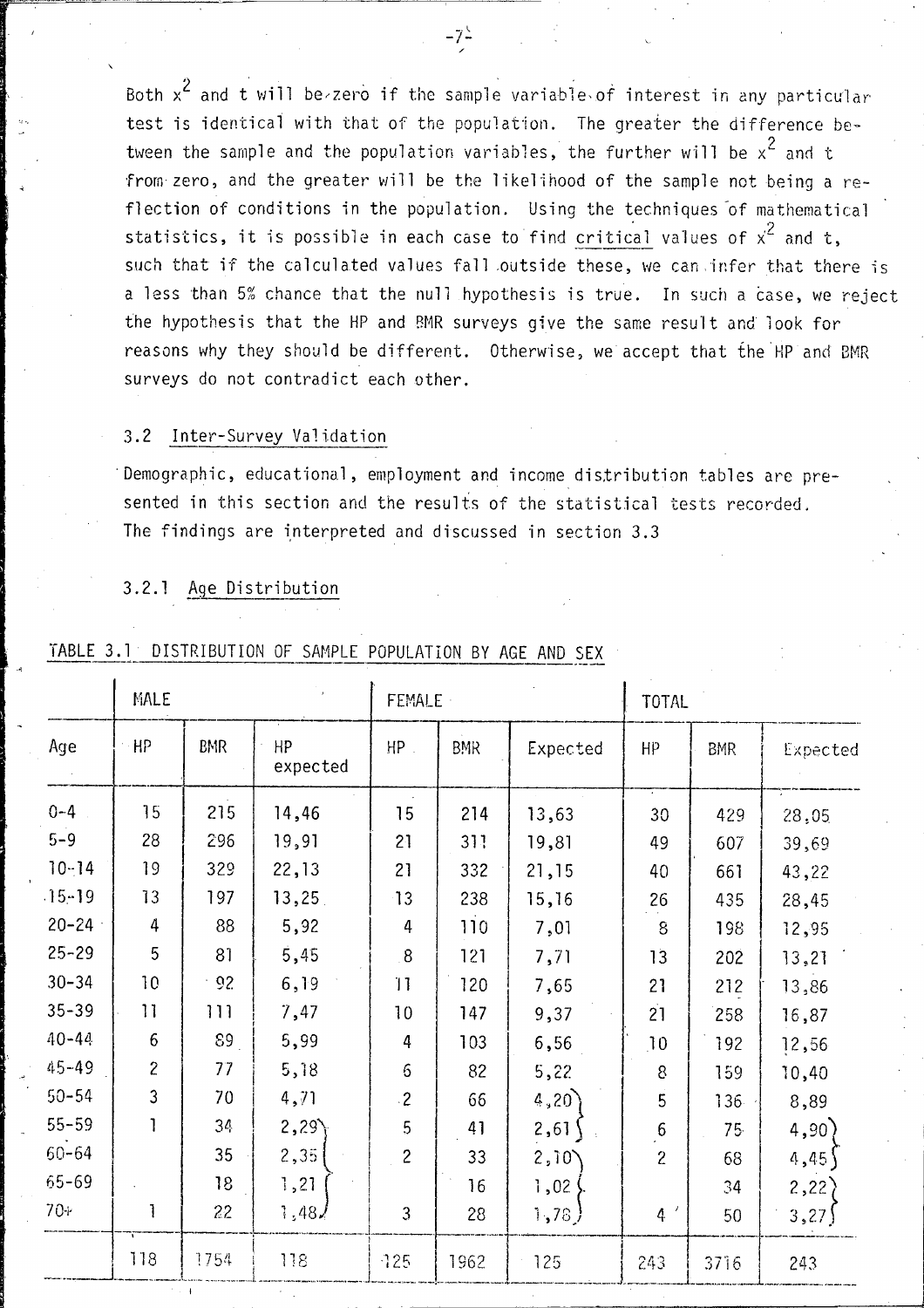Both $x^2$ and t will be zero if the sample variable of interest in any particular test is identical with that of the population. The greater the difference between the sample and the population variables, the further will be $x^2$ and t from zero, and the greater will be the likelihood of the sample not being a reflection of conditions in the population. Using the techniques of mathematical statistics, it is possible in each case to find critical values of $x^2$ and t, such that if the calculated values fall outside these, we can infer that there is a less than 5% chance that the null hypothesis is true. In such a case, we reject the hypothesis that the HP and BMR surveys give the same result and look for reasons why they should be different. Otherwise, we accept that the HP and BMR surveys do not contradict each other.

### 3.2 Inter-Survey Validation

Demographic, educational, employment and income distribution tables are presented in this section and the results of the statistical tests recorded. The findings are interpreted and discussed in section 3.3

#### 3.2.1 Age Distribution

TABLE 3.1 DISTRIBUTION OF SAMPLE POPULATION BY AGE AND SEX

| | MALE | | | FEMALE | | | TOTAL | | |
|---|---|---|---|---|---|---|---|---|---|
| Age | HP | BMR | HP expected | HP | BMR | Expected | HP | BMR | Expected |
| 0-4 | 15 | 215 | 14,46 | 15 | 214 | 13,63 | 30 | 429 | 28,05 |
| 5-9 | 28 | 296 | 19,91 | 21 | 311 | 19,81 | 49 | 607 | 39,69 |
| 10-14 | 19 | 329 | 22,13 | 21 | 332 | 21,15 | 40 | 661 | 43,22 |
| 15-19 | 13 | 197 | 13,25 | 13 | 238 | 15,16 | 26 | 435 | 28,45 |
| 20-24 | 4 | 88 | 5,92 | 4 | 110 | 7,01 | 8 | 198 | 12,95 |
| 25-29 | 5 | 81 | 5,45 | 8 | 121 | 7,71 | 13 | 202 | 13,21 |
| 30-34 | 10 | 92 | 6,19 | 11 | 120 | 7,65 | 21 | 212 | 13,86 |
| 35-39 | 11 | 111 | 7,47 | 10 | 147 | 9,37 | 21 | 258 | 16,87 |
| 40-44 | 6 | 89 | 5,99 | 4 | 103 | 6,56 | 10 | 192 | 12,56 |
| 45-49 | 2 | 77 | 5,18 | 6 | 82 | 5,22 | 8 | 159 | 10,40 |
| 50-54 | 3 | 70 | 4,71 | 2 | 66 | 4,20 | 5 | 136 | 8,89 |
| 55-59 | 1 | 34 | 2,29 | 5 | 41 | 2,61 | 6 | 75 | 4,90 |
| 60-64 | | 35 | 2,35 | 2 | 33 | 2,10 | 2 | 68 | 4,45 |
| 65-69 | | 18 | 1,21 | | 16 | 1,02 | | 34 | 2,22 |
| 70+ | 1 | 22 | 1,48 | 3 | 28 | 1,78 | 4 | 50 | 3,27 |
| | 118 | 1754 | 118 | 125 | 1962 | 125 | 243 | 3716 | 243 |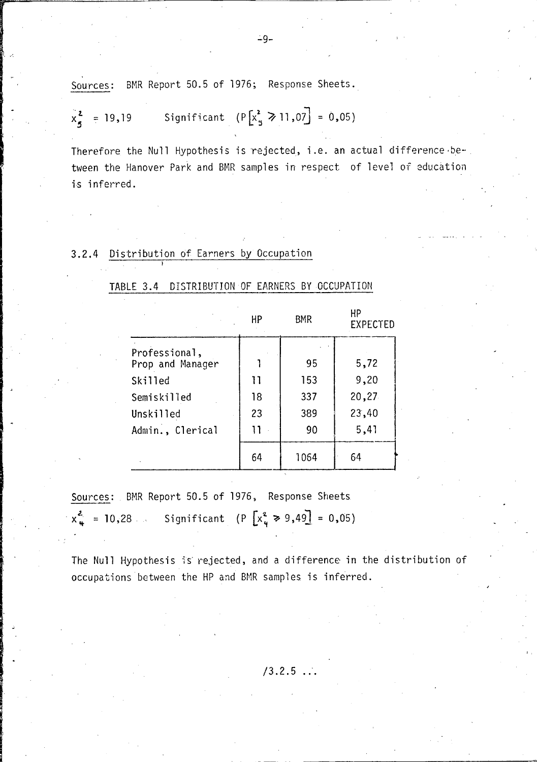Sources: BMR Report 50.5 of 1976; Response Sheets.

$x_5^2 = 19,19$ Significant $(P[x_5^2 \geqslant 11,07] = 0,05)$

Therefore the Null Hypothesis is rejected, i.e. an actual difference between the Hanover Park and BMR samples in respect of level of education is inferred.

### 3.2.4 Distribution of Earners by Occupation

TABLE 3.4 DISTRIBUTION OF EARNERS BY OCCUPATION

| | HP | BMR | HP EXPECTED |
|---|---|---|---|
| Professional, Prop and Manager | 1 | 95 | 5,72 |
| Skilled | 11 | 153 | 9,20 |
| Semiskilled | 18 | 337 | 20,27 |
| Unskilled | 23 | 389 | 23,40 |
| Admin., Clerical | 11 | 90 | 5,41 |
| | 64 | 1064 | 64 |

Sources: BMR Report 50.5 of 1976, Response Sheets

$x_4^2 = 10,28$ Significant $(P[x_4^2 \geqslant 9,49] = 0,05)$

The Null Hypothesis is rejected, and a difference in the distribution of occupations between the HP and BMR samples is inferred.

/3.2.5 ...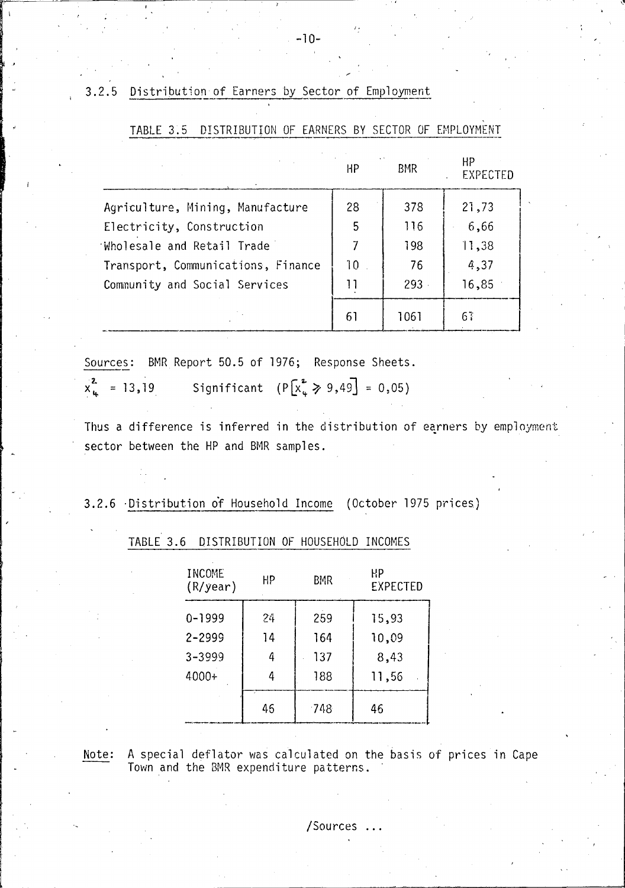### 3.2.5 Distribution of Earners by Sector of Employment

TABLE 3.5 DISTRIBUTION OF EARNERS BY SECTOR OF EMPLOYMENT

| | HP | BMR | HP EXPECTED |
|---|---|---|---|
| Agriculture, Mining, Manufacture | 28 | 378 | 21,73 |
| Electricity, Construction | 5 | 116 | 6,66 |
| Wholesale and Retail Trade | 7 | 198 | 11,38 |
| Transport, Communications, Finance | 10 | 76 | 4,37 |
| Community and Social Services | 11 | 293 | 16,85 |
| | 61 | 1061 | 61 |

Sources: BMR Report 50.5 of 1976; Response Sheets.

$x^2_4 = 13,19$ Significant $(P[x^2_4 \geqslant 9,49] = 0,05)$

Thus a difference is inferred in the distribution of earners by employment sector between the HP and BMR samples.

### 3.2.6 Distribution of Household Income (October 1975 prices)

TABLE 3.6 DISTRIBUTION OF HOUSEHOLD INCOMES

| INCOME (R/year) | HP | BMR | HP EXPECTED |
|---|---|---|---|
| 0-1999 | 24 | 259 | 15,93 |
| 2-2999 | 14 | 164 | 10,09 |
| 3-3999 | 4 | 137 | 8,43 |
| 4000+ | 4 | 188 | 11,56 |
| | 46 | 748 | 46 |

Note: A special deflator was calculated on the basis of prices in Cape Town and the BMR expenditure patterns.

/Sources ...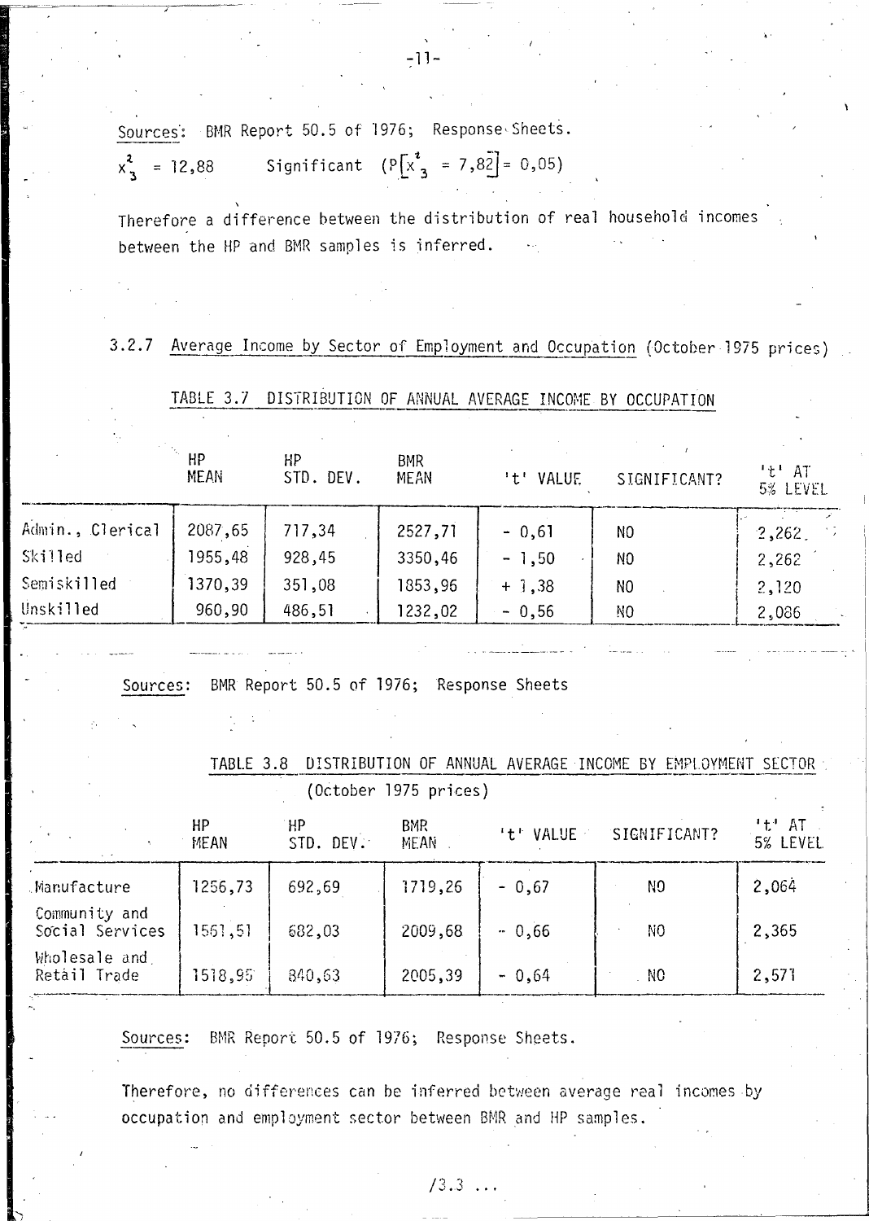Sources: BMR Report 50.5 of 1976; Response Sheets.

$x^2_3 = 12,88$ Significant $(P[x^2_3 = 7,82] = 0,05)$

Therefore a difference between the distribution of real household incomes between the HP and BMR samples is inferred.

### 3.2.7 Average Income by Sector of Employment and Occupation (October 1975 prices)

TABLE 3.7 DISTRIBUTION OF ANNUAL AVERAGE INCOME BY OCCUPATION

| | HP MEAN | HP STD. DEV. | BMR MEAN | 't' VALUE | SIGNIFICANT? | 't' AT 5% LEVEL |
|---|---|---|---|---|---|---|
| Admin., Clerical | 2087,65 | 717,34 | 2527,71 | - 0,61 | NO | 2,262 |
| Skilled | 1955,48 | 928,45 | 3350,46 | - 1,50 | NO | 2,262 |
| Semiskilled | 1370,39 | 351,08 | 1853,96 | + 1,38 | NO | 2,120 |
| Unskilled | 960,90 | 486,51 | 1232,02 | - 0,56 | NO | 2,086 |

Sources: BMR Report 50.5 of 1976; Response Sheets

TABLE 3.8 DISTRIBUTION OF ANNUAL AVERAGE INCOME BY EMPLOYMENT SECTOR (October 1975 prices)

| | HP MEAN | HP STD. DEV. | BMR MEAN | 't' VALUE | SIGNIFICANT? | 't' AT 5% LEVEL |
|---|---|---|---|---|---|---|
| Manufacture | 1256,73 | 692,69 | 1719,26 | - 0,67 | NO | 2,064 |
| Community and Social Services | 1561,51 | 682,03 | 2009,68 | - 0,66 | NO | 2,365 |
| Wholesale and Retail Trade | 1518,95 | 840,63 | 2005,39 | - 0,64 | NO | 2,571 |

Sources: BMR Report 50.5 of 1976; Response Sheets.

Therefore, no differences can be inferred between average real incomes by occupation and employment sector between BMR and HP samples.

/3.3 ...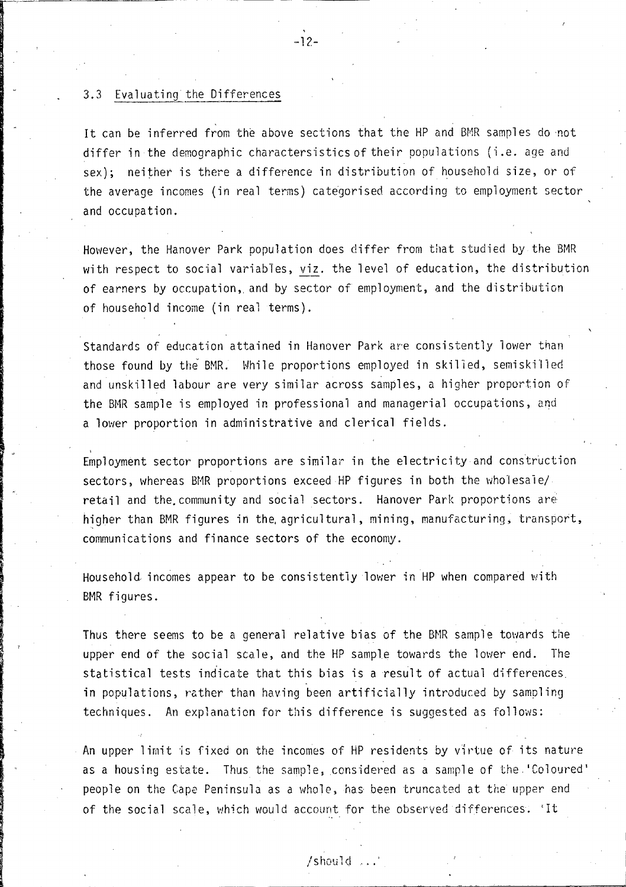## 3.3 Evaluating the Differences

It can be inferred from the above sections that the HP and BMR samples do not differ in the demographic charactersistics of their populations (i.e. age and sex); neither is there a difference in distribution of household size, or of the average incomes (in real terms) categorised according to employment sector and occupation.

However, the Hanover Park population does differ from that studied by the BMR with respect to social variables, viz. the level of education, the distribution of earners by occupation, and by sector of employment, and the distribution of household income (in real terms).

Standards of education attained in Hanover Park are consistently lower than those found by the BMR. While proportions employed in skilled, semiskilled and unskilled labour are very similar across samples, a higher proportion of the BMR sample is employed in professional and managerial occupations, and a lower proportion in administrative and clerical fields.

Employment sector proportions are similar in the electricity and construction sectors, whereas BMR proportions exceed HP figures in both the wholesale/retail and the community and social sectors. Hanover Park proportions are higher than BMR figures in the agricultural, mining, manufacturing, transport, communications and finance sectors of the economy.

Household incomes appear to be consistently lower in HP when compared with BMR figures.

Thus there seems to be a general relative bias of the BMR sample towards the upper end of the social scale, and the HP sample towards the lower end. The statistical tests indicate that this bias is a result of actual differences in populations, rather than having been artificially introduced by sampling techniques. An explanation for this difference is suggested as follows:

An upper limit is fixed on the incomes of HP residents by virtue of its nature as a housing estate. Thus the sample, considered as a sample of the 'Coloured' people on the Cape Peninsula as a whole, has been truncated at the upper end of the social scale, which would account for the observed differences. It

/should ...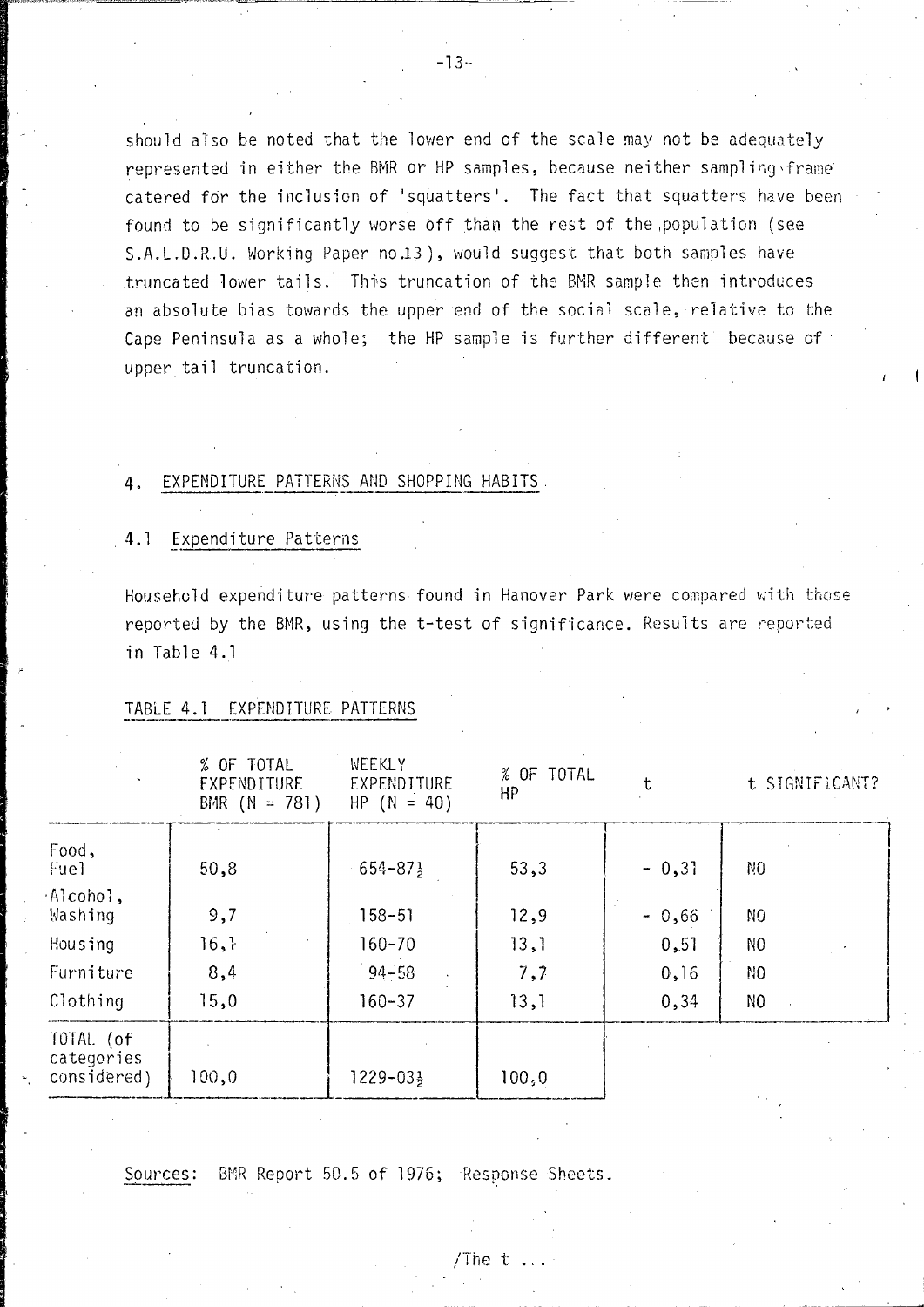should also be noted that the lower end of the scale may not be adequately represented in either the BMR or HP samples, because neither sampling frame catered for the inclusion of 'squatters'. The fact that squatters have been found to be significantly worse off than the rest of the population (see S.A.L.D.R.U. Working Paper no.13), would suggest that both samples have truncated lower tails. This truncation of the BMR sample then introduces an absolute bias towards the upper end of the social scale, relative to the Cape Peninsula as a whole; the HP sample is further different because of upper tail truncation.

## 4. EXPENDITURE PATTERNS AND SHOPPING HABITS

### 4.1 Expenditure Patterns

Household expenditure patterns found in Hanover Park were compared with those reported by the BMR, using the t-test of significance. Results are reported in Table 4.1

TABLE 4.1 EXPENDITURE PATTERNS

| | % OF TOTAL EXPENDITURE BMR (N = 781) | WEEKLY EXPENDITURE HP (N = 40) | % OF TOTAL HP | t | t SIGNIFICANT? |
|---|---|---|---|---|---|
| Food, Fuel | 50,8 | 654-87½ | 53,3 | - 0,31 | NO |
| Alcohol, Washing | 9,7 | 158-51 | 12,9 | - 0,66 | NO |
| Housing | 16,1 | 160-70 | 13,1 | 0,51 | NO |
| Furniture | 8,4 | 94-58 | 7,7 | 0,16 | NO |
| Clothing | 15,0 | 160-37 | 13,1 | 0,34 | NO |
| TOTAL (of categories considered) | 100,0 | 1229-03½ | 100,0 | | |

Sources: BMR Report 50.5 of 1976; Response Sheets.

/The t ...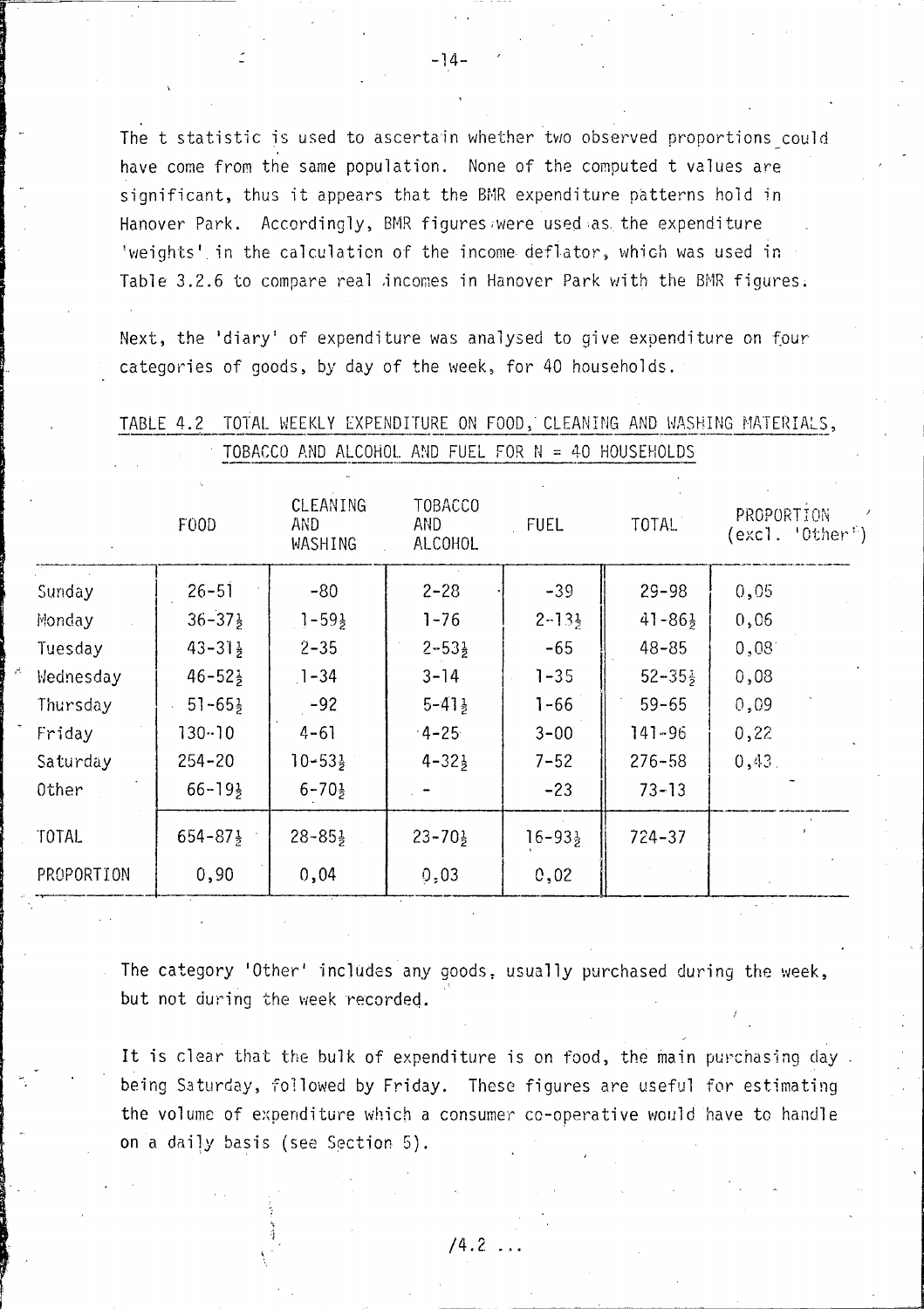The t statistic is used to ascertain whether two observed proportions could have come from the same population. None of the computed t values are significant, thus it appears that the BMR expenditure patterns hold in Hanover Park. Accordingly, BMR figures were used as the expenditure 'weights' in the calculation of the income deflator, which was used in Table 3.2.6 to compare real incomes in Hanover Park with the BMR figures.

Next, the 'diary' of expenditure was analysed to give expenditure on four categories of goods, by day of the week, for 40 households.

TABLE 4.2 TOTAL WEEKLY EXPENDITURE ON FOOD, CLEANING AND WASHING MATERIALS, TOBACCO AND ALCOHOL AND FUEL FOR N = 40 HOUSEHOLDS

| | FOOD | CLEANING AND WASHING | TOBACCO AND ALCOHOL | FUEL | TOTAL | PROPORTION (excl. 'Other') |
|---|---|---|---|---|---|---|
| Sunday | 26-51 | -80 | 2-28 | -39 | 29-98 | 0,05 |
| Monday | 36-37½ | 1-59½ | 1-76 | 2-13½ | 41-86½ | 0,06 |
| Tuesday | 43-31½ | 2-35 | 2-53½ | -65 | 48-85 | 0,08 |
| Wednesday | 46-52½ | 1-34 | 3-14 | 1-35 | 52-35½ | 0,08 |
| Thursday | 51-65½ | -92 | 5-41½ | 1-66 | 59-65 | 0,09 |
| Friday | 130-10 | 4-61 | 4-25 | 3-00 | 141-96 | 0,22 |
| Saturday | 254-20 | 10-53½ | 4-32½ | 7-52 | 276-58 | 0,43 |
| Other | 66-19½ | 6-70½ | - | -23 | 73-13 | |
| TOTAL | 654-87½ | 28-85½ | 23-70½ | 16-93½ | 724-37 | |
| PROPORTION | 0,90 | 0,04 | 0,03 | 0,02 | | |

The category 'Other' includes any goods, usually purchased during the week, but not during the week recorded.

It is clear that the bulk of expenditure is on food, the main purchasing day being Saturday, followed by Friday. These figures are useful for estimating the volume of expenditure which a consumer co-operative would have to handle on a daily basis (see Section 5).

/4.2 ...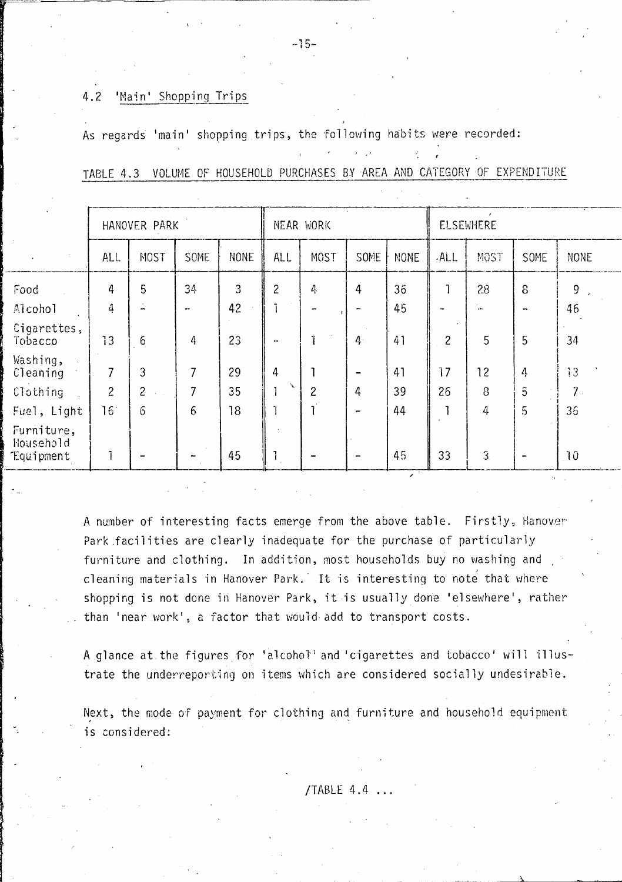### 4.2 'Main' Shopping Trips

As regards 'main' shopping trips, the following habits were recorded:

TABLE 4.3 VOLUME OF HOUSEHOLD PURCHASES BY AREA AND CATEGORY OF EXPENDITURE

| | HANOVER PARK | | | | NEAR WORK | | | | ELSEWHERE | | | |
|---|---|---|---|---|---|---|---|---|---|---|---|---|
| | ALL | MOST | SOME | NONE | ALL | MOST | SOME | NONE | ALL | MOST | SOME | NONE |
| Food | 4 | 5 | 34 | 3 | 2 | 4 | 4 | 36 | 1 | 28 | 8 | 9 |
| Alcohol | 4 | - | - | 42 | 1 | - | - | 45 | - | - | - | 46 |
| Cigarettes, Tobacco | 13 | 6 | 4 | 23 | - | 1 | 4 | 41 | 2 | 5 | 5 | 34 |
| Washing, Cleaning | 7 | 3 | 7 | 29 | 4 | 1 | - | 41 | 17 | 12 | 4 | 13 |
| Clothing | 2 | 2 | 7 | 35 | 1 | 2 | 4 | 39 | 26 | 8 | 5 | 7 |
| Fuel, Light | 16 | 6 | 6 | 18 | 1 | 1 | - | 44 | 1 | 4 | 5 | 36 |
| Furniture, Household Equipment | 1 | - | - | 45 | 1 | - | - | 45 | 33 | 3 | - | 10 |

A number of interesting facts emerge from the above table. Firstly, Hanover Park facilities are clearly inadequate for the purchase of particularly furniture and clothing. In addition, most households buy no washing and cleaning materials in Hanover Park. It is interesting to note that where shopping is not done in Hanover Park, it is usually done 'elsewhere', rather than 'near work', a factor that would add to transport costs.

A glance at the figures for 'alcohol' and 'cigarettes and tobacco' will illustrate the underreporting on items which are considered socially undesirable.

Next, the mode of payment for clothing and furniture and household equipment is considered:

/TABLE 4.4 ...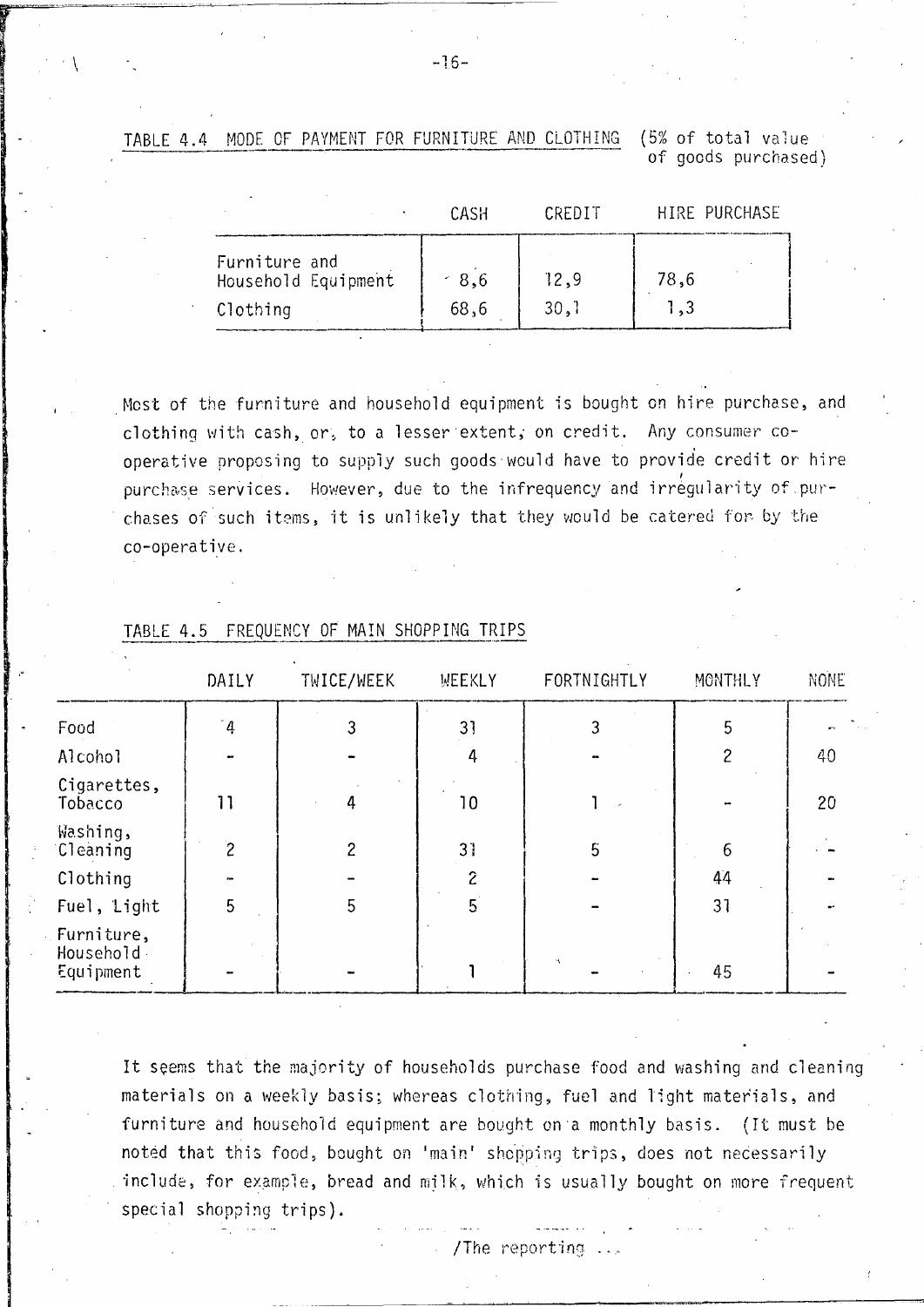TABLE 4.4 MODE OF PAYMENT FOR FURNITURE AND CLOTHING (5% of total value of goods purchased)

| | CASH | CREDIT | HIRE PURCHASE |
|---|---|---|---|
| Furniture and Household Equipment | 8,6 | 12,9 | 78,6 |
| Clothing | 68,6 | 30,1 | 1,3 |

Most of the furniture and household equipment is bought on hire purchase, and clothing with cash, or, to a lesser extent, on credit. Any consumer co-operative proposing to supply such goods would have to provide credit or hire purchase services. However, due to the infrequency and irregularity of purchases of such items, it is unlikely that they would be catered for by the co-operative.

TABLE 4.5 FREQUENCY OF MAIN SHOPPING TRIPS

| | DAILY | TWICE/WEEK | WEEKLY | FORTNIGHTLY | MONTHLY | NONE |
|---|---|---|---|---|---|---|
| Food | 4 | 3 | 31 | 3 | 5 | - |
| Alcohol | - | - | 4 | - | 2 | 40 |
| Cigarettes, Tobacco | 11 | 4 | 10 | 1 | - | 20 |
| Washing, Cleaning | 2 | 2 | 31 | 5 | 6 | - |
| Clothing | - | - | 2 | - | 44 | - |
| Fuel, Light | 5 | 5 | 5 | - | 31 | - |
| Furniture, Household Equipment | - | - | 1 | - | 45 | - |

It seems that the majority of households purchase food and washing and cleaning materials on a weekly basis; whereas clothing, fuel and light materials, and furniture and household equipment are bought on a monthly basis. (It must be noted that this food, bought on 'main' shopping trips, does not necessarily include, for example, bread and milk, which is usually bought on more frequent special shopping trips).

/The reporting ...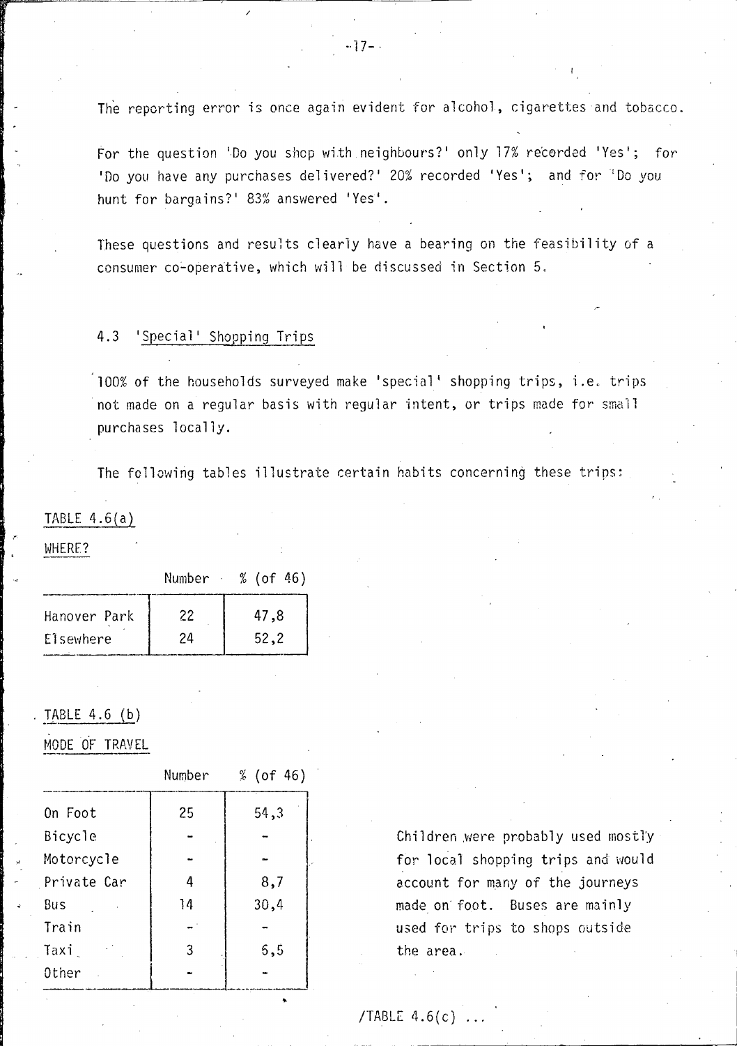The reporting error is once again evident for alcohol, cigarettes and tobacco.

For the question 'Do you shop with neighbours?' only 17% recorded 'Yes'; for 'Do you have any purchases delivered?' 20% recorded 'Yes'; and for 'Do you hunt for bargains?' 83% answered 'Yes'.

These questions and results clearly have a bearing on the feasibility of a consumer co-operative, which will be discussed in Section 5.

### 4.3 'Special' Shopping Trips

100% of the households surveyed make 'special' shopping trips, i.e. trips not made on a regular basis with regular intent, or trips made for small purchases locally.

The following tables illustrate certain habits concerning these trips:

TABLE 4.6(a)

WHERE?

| | Number | % (of 46) |
|---|---|---|
| Hanover Park | 22 | 47,8 |
| Elsewhere | 24 | 52,2 |

TABLE 4.6 (b)

MODE OF TRAVEL

| | Number | % (of 46) |
|---|---|---|
| On Foot | 25 | 54,3 |
| Bicycle | - | - |
| Motorcycle | - | - |
| Private Car | 4 | 8,7 |
| Bus | 14 | 30,4 |
| Train | - | - |
| Taxi | 3 | 6,5 |
| Other | - | - |

Children were probably used mostly for local shopping trips and would account for many of the journeys made on foot. Buses are mainly used for trips to shops outside the area.

/TABLE 4.6(c) ...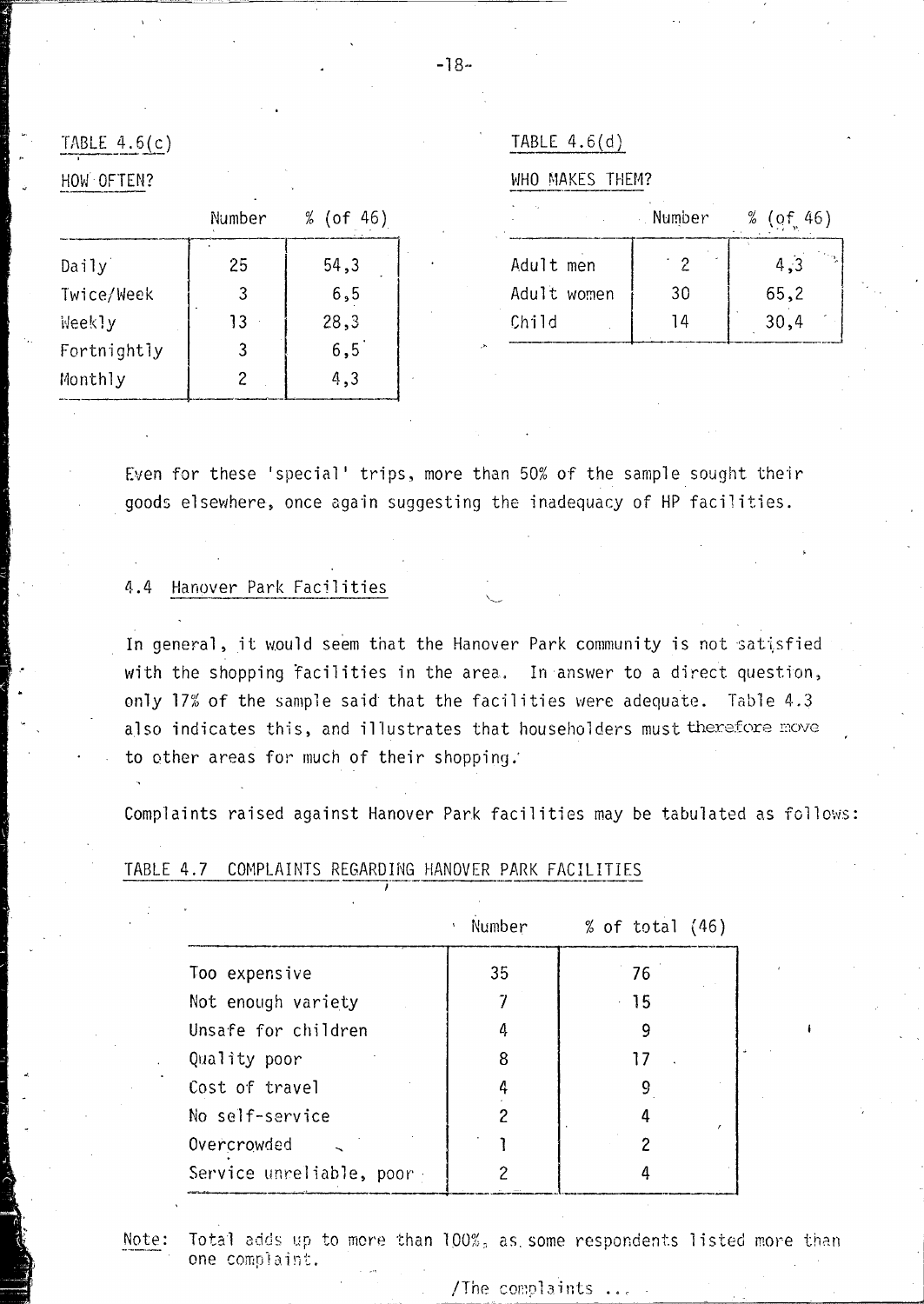TABLE 4.6(c)

HOW OFTEN?

| | Number | % (of 46) |
|---|---|---|
| Daily | 25 | 54,3 |
| Twice/Week | 3 | 6,5 |
| Weekly | 13 | 28,3 |
| Fortnightly | 3 | 6,5 |
| Monthly | 2 | 4,3 |

TABLE 4.6(d)

WHO MAKES THEM?

| | Number | % (of 46) |
|---|---|---|
| Adult men | 2 | 4,3 |
| Adult women | 30 | 65,2 |
| Child | 14 | 30,4 |

Even for these 'special' trips, more than 50% of the sample sought their goods elsewhere, once again suggesting the inadequacy of HP facilities.

## 4.4 Hanover Park Facilities

In general, it would seem that the Hanover Park community is not satisfied with the shopping facilities in the area. In answer to a direct question, only 17% of the sample said that the facilities were adequate. Table 4.3 also indicates this, and illustrates that householders must therefore move to other areas for much of their shopping.

Complaints raised against Hanover Park facilities may be tabulated as follows:

TABLE 4.7 COMPLAINTS REGARDING HANOVER PARK FACILITIES

| | Number | % of total (46) |
|---|---|---|
| Too expensive | 35 | 76 |
| Not enough variety | 7 | 15 |
| Unsafe for children | 4 | 9 |
| Quality poor | 8 | 17 |
| Cost of travel | 4 | 9 |
| No self-service | 2 | 4 |
| Overcrowded | 1 | 2 |
| Service unreliable, poor | 2 | 4 |

Note: Total adds up to more than 100%, as some respondents listed more than one complaint.

/The complaints ...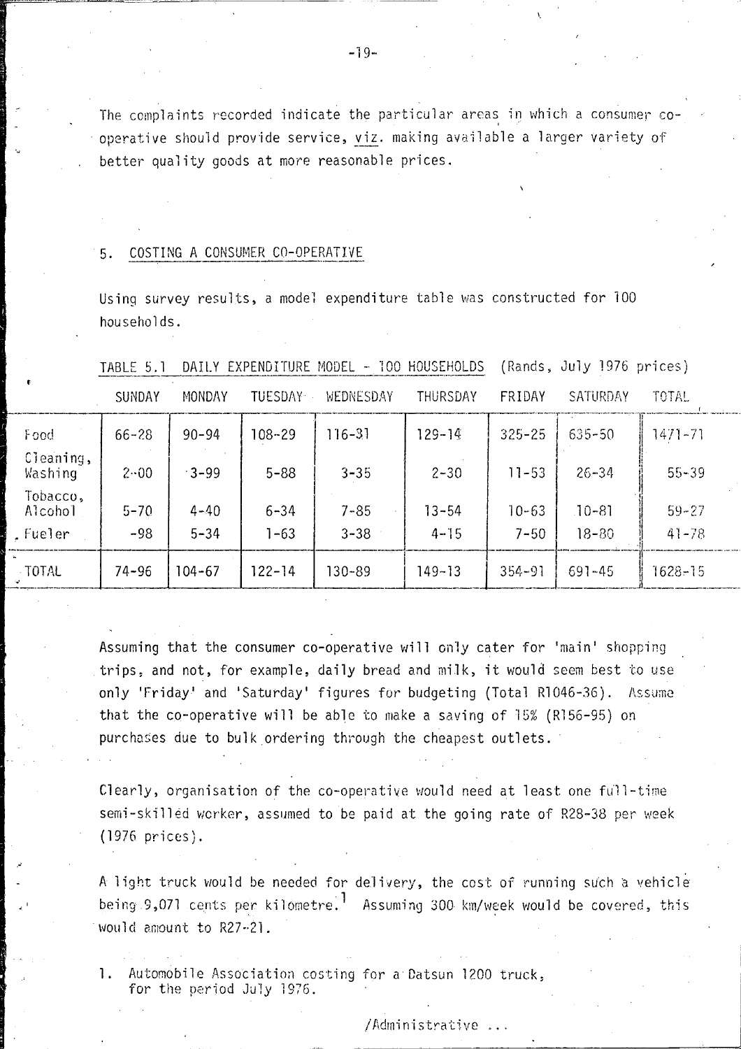The complaints recorded indicate the particular areas in which a consumer co-operative should provide service, viz. making available a larger variety of better quality goods at more reasonable prices.

## 5. COSTING A CONSUMER CO-OPERATIVE

Using survey results, a model expenditure table was constructed for 100 households.

TABLE 5.1 DAILY EXPENDITURE MODEL - 100 HOUSEHOLDS (Rands, July 1976 prices)

| | SUNDAY | MONDAY | TUESDAY | WEDNESDAY | THURSDAY | FRIDAY | SATURDAY | TOTAL |
|---|---|---|---|---|---|---|---|---|
| Food | 66-28 | 90-94 | 108-29 | 116-31 | 129-14 | 325-25 | 635-50 | 1471-71 |
| Cleaning, Washing | 2-00 | 3-99 | 5-88 | 3-35 | 2-30 | 11-53 | 26-34 | 55-39 |
| Tobacco, Alcohol | 5-70 | 4-40 | 6-34 | 7-85 | 13-54 | 10-63 | 10-81 | 59-27 |
| Fueler | -98 | 5-34 | 1-63 | 3-38 | 4-15 | 7-50 | 18-80 | 41-78 |
| TOTAL | 74-96 | 104-67 | 122-14 | 130-89 | 149-13 | 354-91 | 691-45 | 1628-15 |

Assuming that the consumer co-operative will only cater for 'main' shopping trips, and not, for example, daily bread and milk, it would seem best to use only 'Friday' and 'Saturday' figures for budgeting (Total R1046-36). Assume that the co-operative will be able to make a saving of 15% (R156-95) on purchases due to bulk ordering through the cheapest outlets.

Clearly, organisation of the co-operative would need at least one full-time semi-skilled worker, assumed to be paid at the going rate of R28-38 per week (1976 prices).

A light truck would be needed for delivery, the cost of running such a vehicle being 9,071 cents per kilometre.[1] Assuming 300 km/week would be covered, this would amount to R27-21.

1. Automobile Association costing for a Datsun 1200 truck, for the period July 1976.

/Administrative ...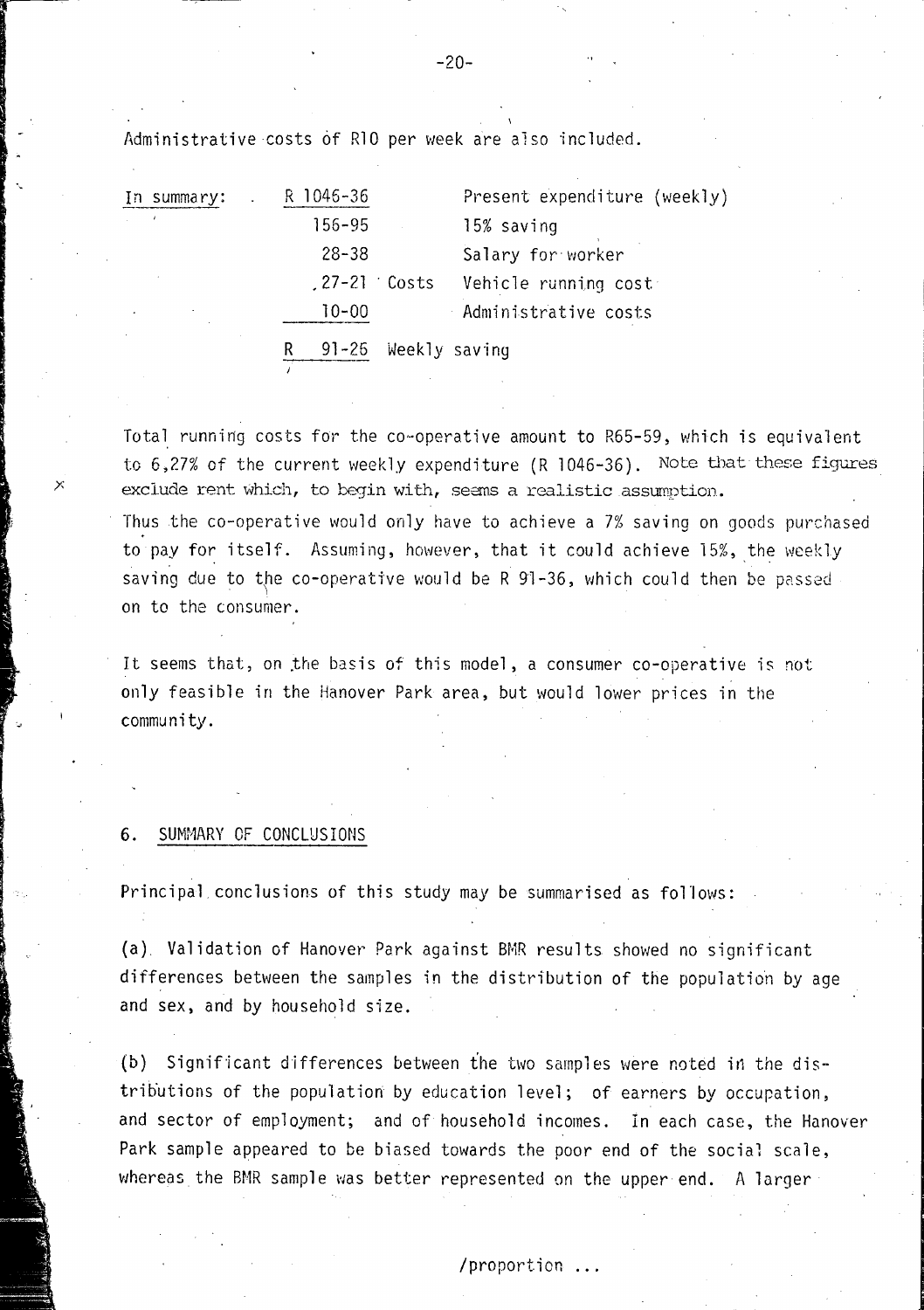Administrative costs of R10 per week are also included.

| In summary: | R 1046-36 | | Present expenditure (weekly) |
|---|---|---|---|
| | 156-95 | | 15% saving |
| | 28-38 | | Salary for worker |
| | 27-21 | Costs | Vehicle running cost |
| | 10-00 | | Administrative costs |
| | R 91-25 | Weekly saving | |

Total running costs for the co-operative amount to R65-59, which is equivalent to 6,27% of the current weekly expenditure (R 1046-36). Note that these figures exclude rent which, to begin with, seems a realistic assumption.

Thus the co-operative would only have to achieve a 7% saving on goods purchased to pay for itself. Assuming, however, that it could achieve 15%, the weekly saving due to the co-operative would be R 91-36, which could then be passed on to the consumer.

It seems that, on the basis of this model, a consumer co-operative is not only feasible in the Hanover Park area, but would lower prices in the community.

## 6. SUMMARY OF CONCLUSIONS

Principal conclusions of this study may be summarised as follows:

(a) Validation of Hanover Park against BMR results showed no significant differences between the samples in the distribution of the population by age and sex, and by household size.

(b) Significant differences between the two samples were noted in the distributions of the population by education level; of earners by occupation, and sector of employment; and of household incomes. In each case, the Hanover Park sample appeared to be biased towards the poor end of the social scale, whereas the BMR sample was better represented on the upper end. A larger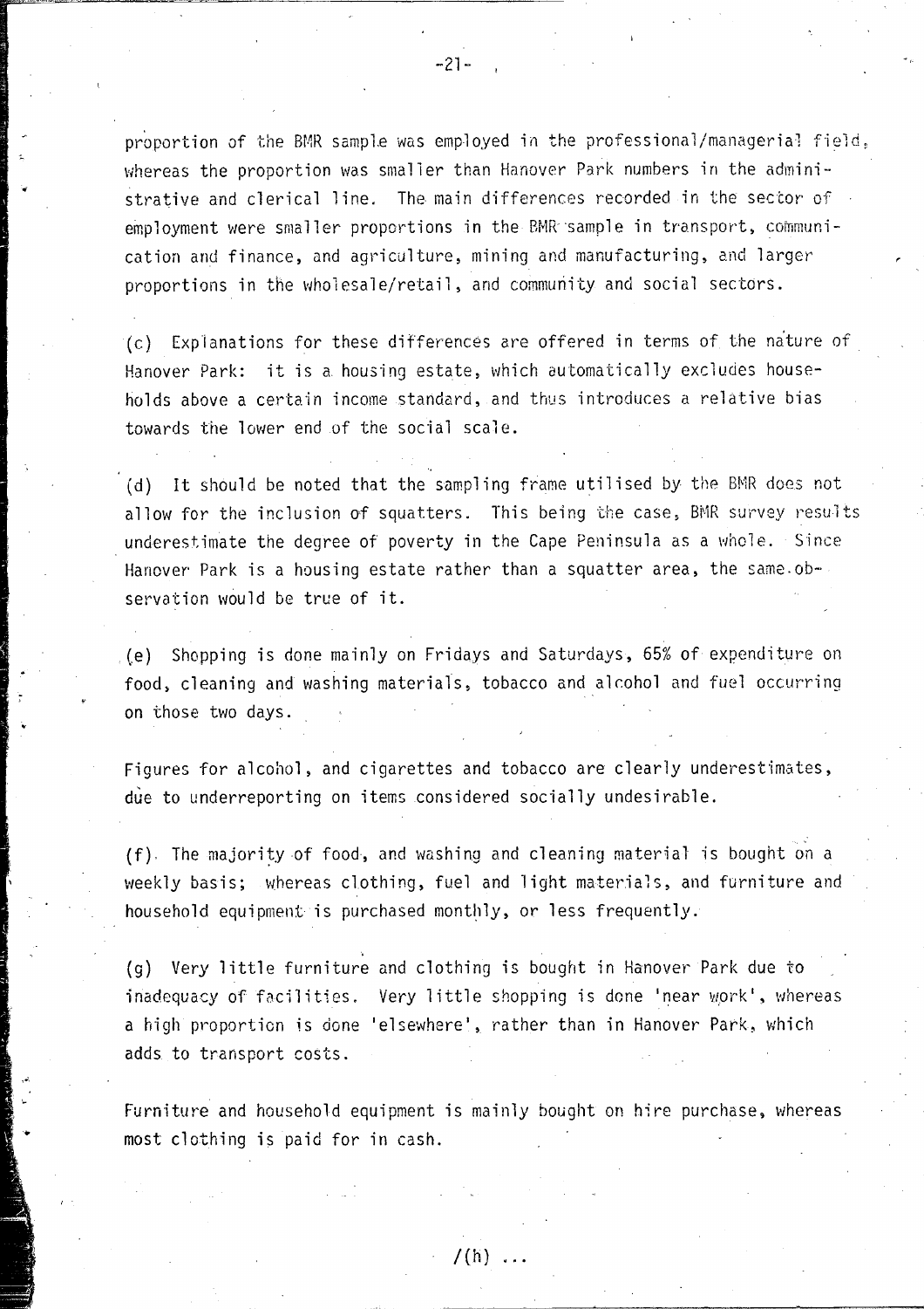proportion of the BMR sample was employed in the professional/managerial field, whereas the proportion was smaller than Hanover Park numbers in the administrative and clerical line. The main differences recorded in the sector of employment were smaller proportions in the BMR sample in transport, communication and finance, and agriculture, mining and manufacturing, and larger proportions in the wholesale/retail, and community and social sectors.

(c) Explanations for these differences are offered in terms of the nature of Hanover Park: it is a housing estate, which automatically excludes households above a certain income standard, and thus introduces a relative bias towards the lower end of the social scale.

(d) It should be noted that the sampling frame utilised by the BMR does not allow for the inclusion of squatters. This being the case, BMR survey results underestimate the degree of poverty in the Cape Peninsula as a whole. Since Hanover Park is a housing estate rather than a squatter area, the same observation would be true of it.

(e) Shopping is done mainly on Fridays and Saturdays, 65% of expenditure on food, cleaning and washing materials, tobacco and alcohol and fuel occurring on those two days.

Figures for alcohol, and cigarettes and tobacco are clearly underestimates, due to underreporting on items considered socially undesirable.

(f) The majority of food, and washing and cleaning material is bought on a weekly basis; whereas clothing, fuel and light materials, and furniture and household equipment is purchased monthly, or less frequently.

(g) Very little furniture and clothing is bought in Hanover Park due to inadequacy of facilities. Very little shopping is done 'near work', whereas a high proportion is done 'elsewhere', rather than in Hanover Park, which adds to transport costs.

Furniture and household equipment is mainly bought on hire purchase, whereas most clothing is paid for in cash.

/(h) ...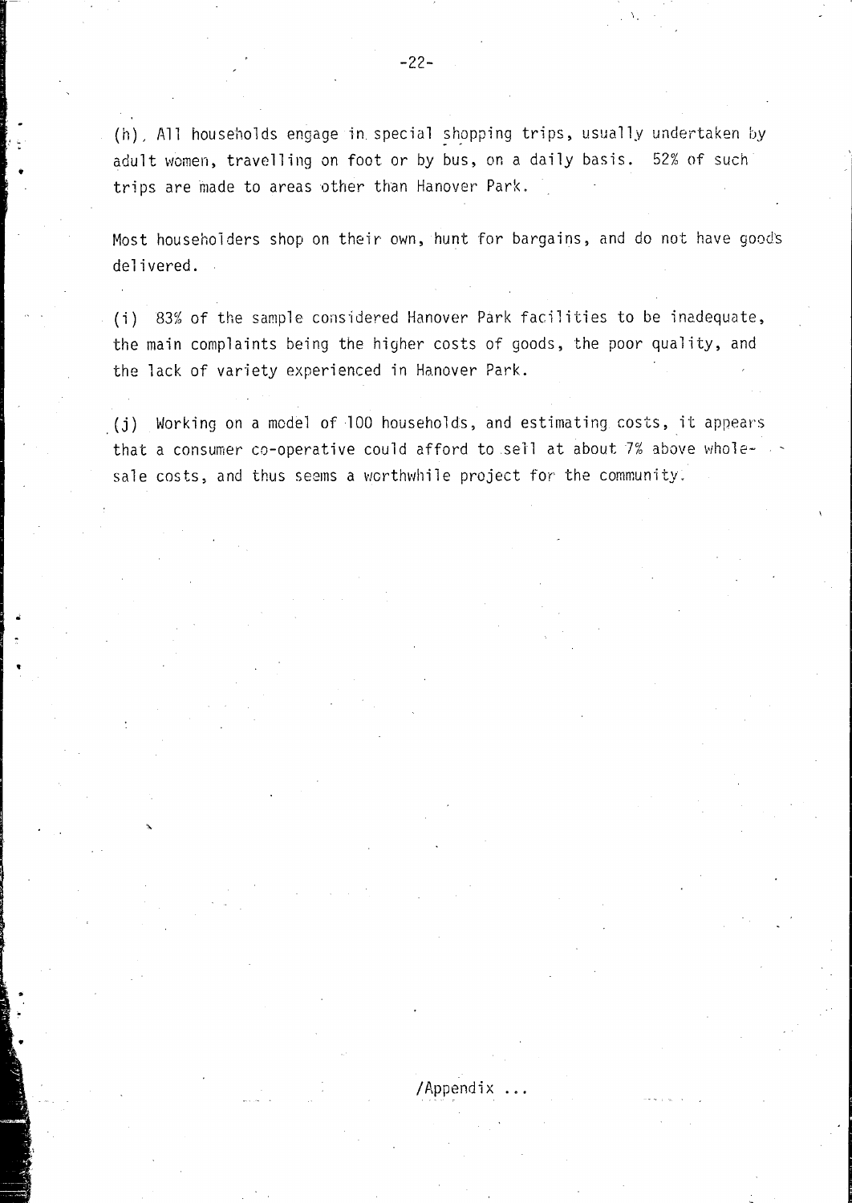(h) All households engage in special shopping trips, usually undertaken by adult women, travelling on foot or by bus, on a daily basis. 52% of such trips are made to areas other than Hanover Park.

Most householders shop on their own, hunt for bargains, and do not have goods delivered.

(i) 83% of the sample considered Hanover Park facilities to be inadequate, the main complaints being the higher costs of goods, the poor quality, and the lack of variety experienced in Hanover Park.

(j) Working on a model of 100 households, and estimating costs, it appears that a consumer co-operative could afford to sell at about 7% above wholesale costs, and thus seems a worthwhile project for the community.

/Appendix ...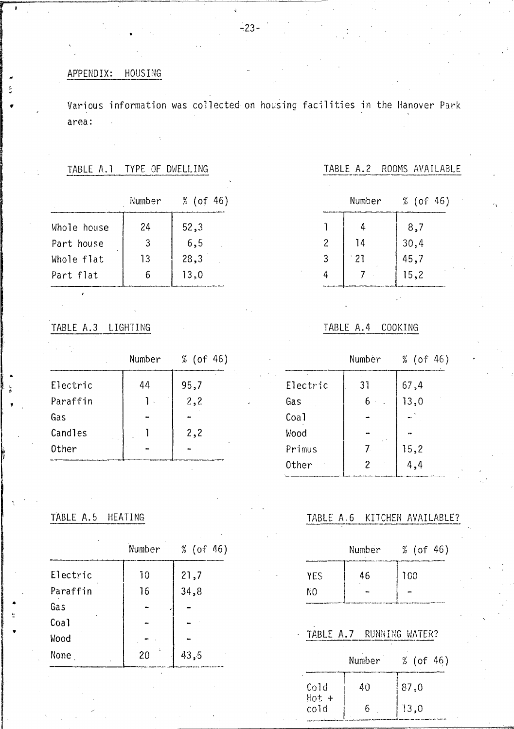## APPENDIX: HOUSING

Various information was collected on housing facilities in the Hanover Park area:

TABLE A.1 TYPE OF DWELLING

| | Number | % (of 46) |
|---|---|---|
| Whole house | 24 | 52,3 |
| Part house | 3 | 6,5 |
| Whole flat | 13 | 28,3 |
| Part flat | 6 | 13,0 |

TABLE A.2 ROOMS AVAILABLE

| | Number | % (of 46) |
|---|---|---|
| 1 | 4 | 8,7 |
| 2 | 14 | 30,4 |
| 3 | 21 | 45,7 |
| 4 | 7 | 15,2 |

TABLE A.3 LIGHTING

| | Number | % (of 46) |
|---|---|---|
| Electric | 44 | 95,7 |
| Paraffin | 1 | 2,2 |
| Gas | - | - |
| Candles | 1 | 2,2 |
| Other | - | - |

TABLE A.4 COOKING

| | Number | % (of 46) |
|---|---|---|
| Electric | 31 | 67,4 |
| Gas | 6 | 13,0 |
| Coal | - | - |
| Wood | - | - |
| Primus | 7 | 15,2 |
| Other | 2 | 4,4 |

TABLE A.5 HEATING

| | Number | % (of 46) |
|---|---|---|
| Electric | 10 | 21,7 |
| Paraffin | 16 | 34,8 |
| Gas | - | - |
| Coal | - | - |
| Wood | - | - |
| None | 20 | 43,5 |

TABLE A.6 KITCHEN AVAILABLE?

| | Number | % (of 46) |
|---|---|---|
| YES | 46 | 100 |
| NO | - | - |

TABLE A.7 RUNNING WATER?

| | Number | % (of 46) |
|---|---|---|
| Cold | 40 | 87,0 |
| Hot + cold | 6 | 13,0 |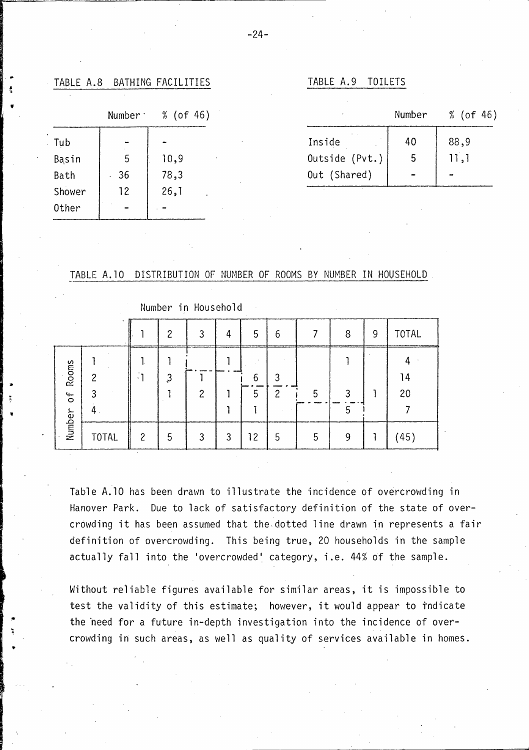TABLE A.8 BATHING FACILITIES

| | Number | % (of 46) |
|---|---|---|
| Tub | - | - |
| Basin | 5 | 10,9 |
| Bath | 36 | 78,3 |
| Shower | 12 | 26,1 |
| Other | - | - |

TABLE A.9 TOILETS

| | Number | % (of 46) |
|---|---|---|
| Inside | 40 | 88,9 |
| Outside (Pvt.) | 5 | 11,1 |
| Out (Shared) | - | - |

TABLE A.10 DISTRIBUTION OF NUMBER OF ROOMS BY NUMBER IN HOUSEHOLD

| | Number in Household | | | | | | | | | |
|---|---|---|---|---|---|---|---|---|---|---|
| Number of Rooms | 1 | 2 | 3 | 4 | 5 | 6 | 7 | 8 | 9 | TOTAL |
| 1 | 1 | 1 | | 1 | | | | 1 | | 4 |
| 2 | 1 | 3 | 1 | | 6 | 3 | | | | 14 |
| 3 | | 1 | 2 | 1 | 5 | 2 | 5 | 3 | 1 | 20 |
| 4 | | | | 1 | 1 | | | 5 | | 7 |
| TOTAL | 2 | 5 | 3 | 3 | 12 | 5 | 5 | 9 | 1 | (45) |

Table A.10 has been drawn to illustrate the incidence of overcrowding in Hanover Park. Due to lack of satisfactory definition of the state of overcrowding it has been assumed that the dotted line drawn in represents a fair definition of overcrowding. This being true, 20 households in the sample actually fall into the 'overcrowded' category, i.e. 44% of the sample.

Without reliable figures available for similar areas, it is impossible to test the validity of this estimate; however, it would appear to indicate the need for a future in-depth investigation into the incidence of overcrowding in such areas, as well as quality of services available in homes.